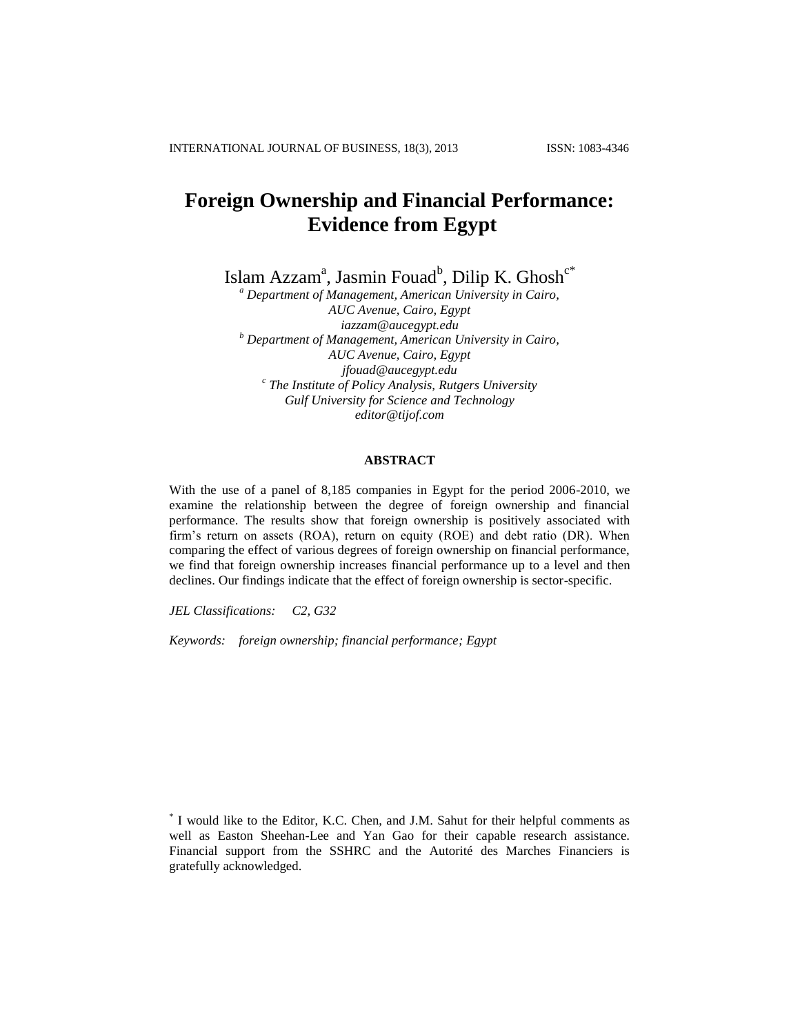# Foreign Ownership and Financial Performance: Evidence from Egypt

Islam Azzam[a], Jasmin Fouad[b], Dilip K. Ghosh[c*]

[a] *Department of Management, American University in Cairo, AUC Avenue, Cairo, Egypt*
*iazzam@aucegypt.edu*

[b] *Department of Management, American University in Cairo, AUC Avenue, Cairo, Egypt*
*jfouad@aucegypt.edu*

[c] *The Institute of Policy Analysis, Rutgers University*
*Gulf University for Science and Technology*
*editor@tijof.com*

### ABSTRACT

With the use of a panel of 8,185 companies in Egypt for the period 2006-2010, we examine the relationship between the degree of foreign ownership and financial performance. The results show that foreign ownership is positively associated with firm's return on assets (ROA), return on equity (ROE) and debt ratio (DR). When comparing the effect of various degrees of foreign ownership on financial performance, we find that foreign ownership increases financial performance up to a level and then declines. Our findings indicate that the effect of foreign ownership is sector-specific.

*JEL Classifications:* *C2, G32*

*Keywords:* *foreign ownership; financial performance; Egypt*

[*] I would like to the Editor, K.C. Chen, and J.M. Sahut for their helpful comments as well as Easton Sheehan-Lee and Yan Gao for their capable research assistance. Financial support from the SSHRC and the Autorité des Marches Financiers is gratefully acknowledged.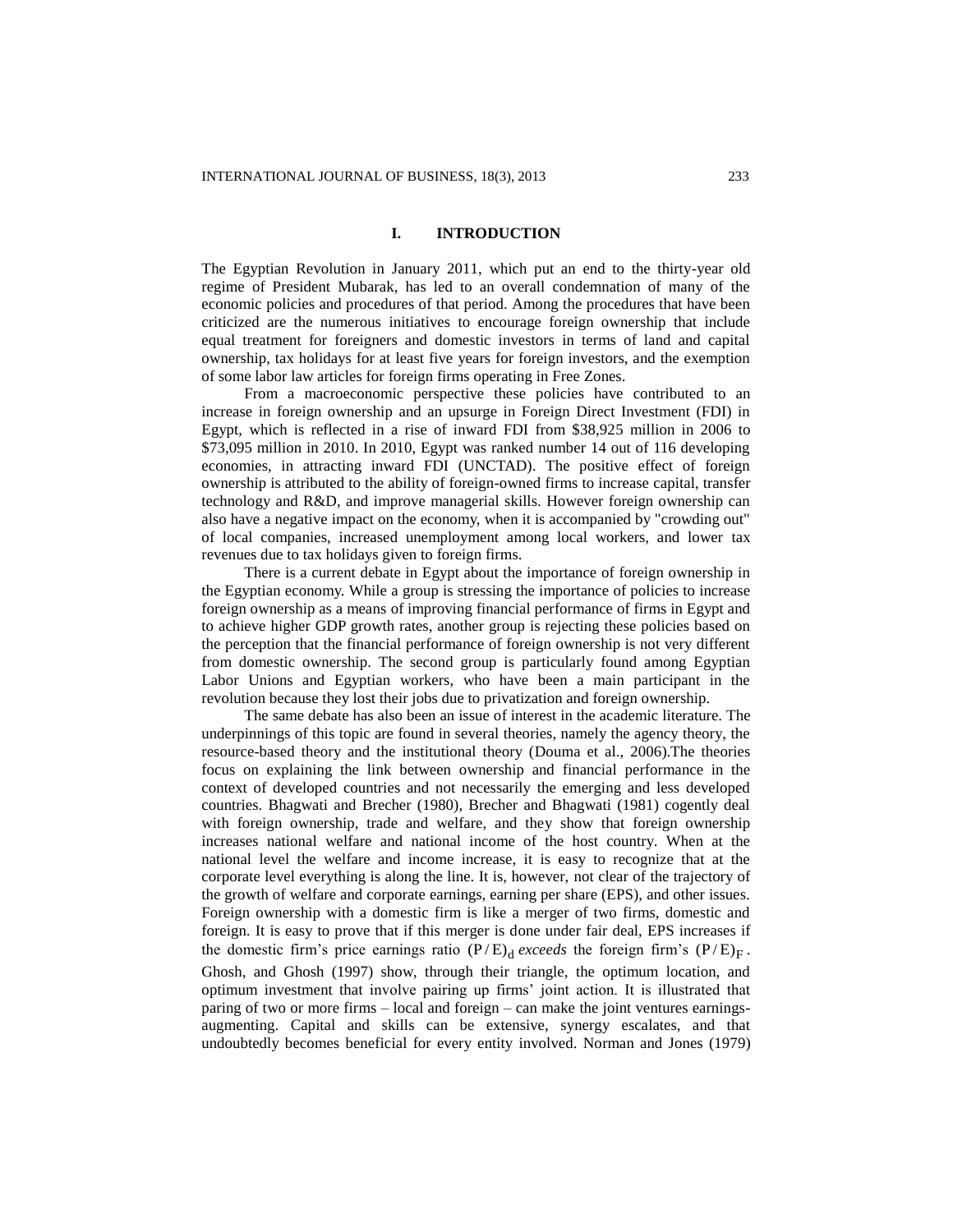## I. INTRODUCTION

The Egyptian Revolution in January 2011, which put an end to the thirty-year old regime of President Mubarak, has led to an overall condemnation of many of the economic policies and procedures of that period. Among the procedures that have been criticized are the numerous initiatives to encourage foreign ownership that include equal treatment for foreigners and domestic investors in terms of land and capital ownership, tax holidays for at least five years for foreign investors, and the exemption of some labor law articles for foreign firms operating in Free Zones.

From a macroeconomic perspective these policies have contributed to an increase in foreign ownership and an upsurge in Foreign Direct Investment (FDI) in Egypt, which is reflected in a rise of inward FDI from $38,925 million in 2006 to $73,095 million in 2010. In 2010, Egypt was ranked number 14 out of 116 developing economies, in attracting inward FDI (UNCTAD). The positive effect of foreign ownership is attributed to the ability of foreign-owned firms to increase capital, transfer technology and R&D, and improve managerial skills. However foreign ownership can also have a negative impact on the economy, when it is accompanied by "crowding out" of local companies, increased unemployment among local workers, and lower tax revenues due to tax holidays given to foreign firms.

There is a current debate in Egypt about the importance of foreign ownership in the Egyptian economy. While a group is stressing the importance of policies to increase foreign ownership as a means of improving financial performance of firms in Egypt and to achieve higher GDP growth rates, another group is rejecting these policies based on the perception that the financial performance of foreign ownership is not very different from domestic ownership. The second group is particularly found among Egyptian Labor Unions and Egyptian workers, who have been a main participant in the revolution because they lost their jobs due to privatization and foreign ownership.

The same debate has also been an issue of interest in the academic literature. The underpinnings of this topic are found in several theories, namely the agency theory, the resource-based theory and the institutional theory (Douma et al., 2006).The theories focus on explaining the link between ownership and financial performance in the context of developed countries and not necessarily the emerging and less developed countries. Bhagwati and Brecher (1980), Brecher and Bhagwati (1981) cogently deal with foreign ownership, trade and welfare, and they show that foreign ownership increases national welfare and national income of the host country. When at the national level the welfare and income increase, it is easy to recognize that at the corporate level everything is along the line. It is, however, not clear of the trajectory of the growth of welfare and corporate earnings, earning per share (EPS), and other issues. Foreign ownership with a domestic firm is like a merger of two firms, domestic and foreign. It is easy to prove that if this merger is done under fair deal, EPS increases if the domestic firm's price earnings ratio $(P/E)_d$ *exceeds* the foreign firm's $(P/E)_F$. Ghosh, and Ghosh (1997) show, through their triangle, the optimum location, and optimum investment that involve pairing up firms' joint action. It is illustrated that paring of two or more firms – local and foreign – can make the joint ventures earnings-augmenting. Capital and skills can be extensive, synergy escalates, and that undoubtedly becomes beneficial for every entity involved. Norman and Jones (1979)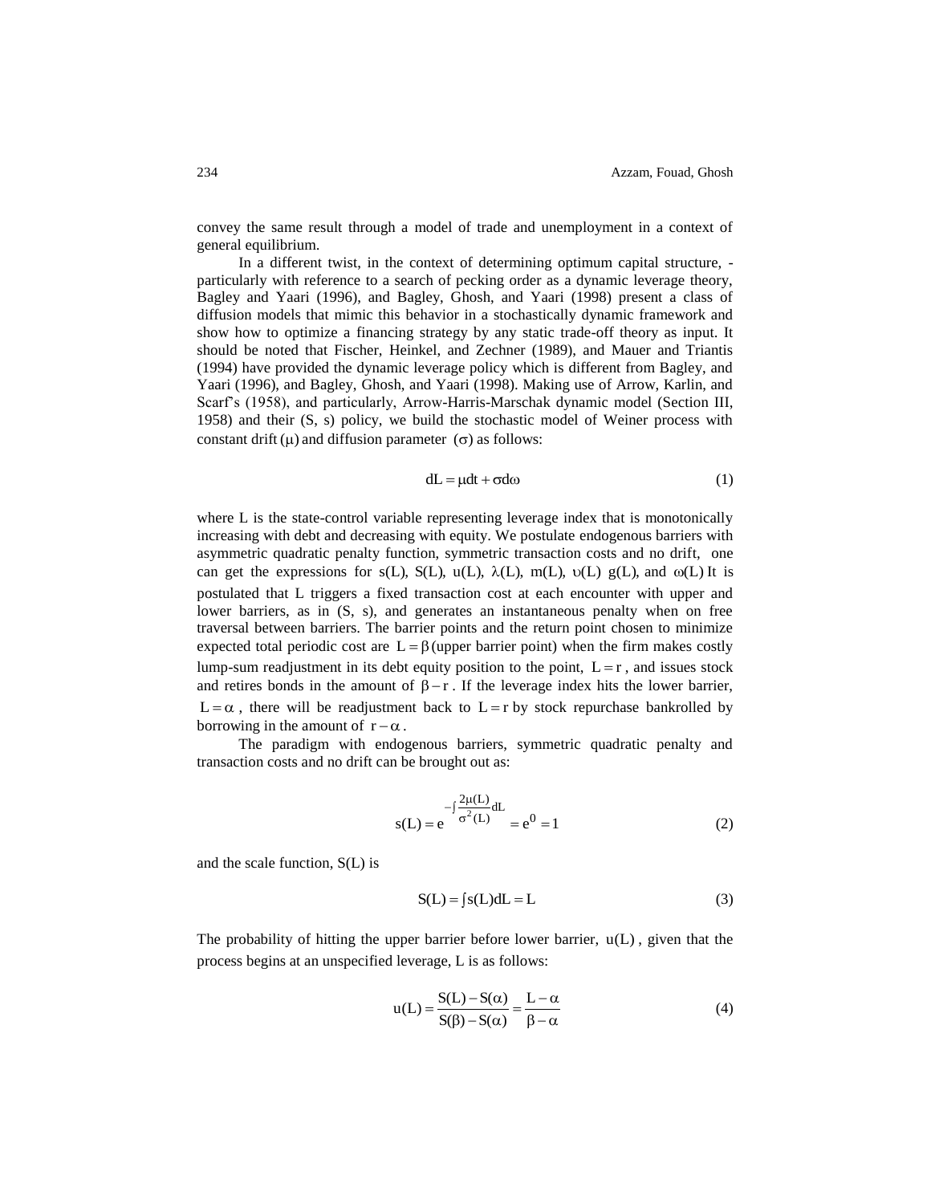convey the same result through a model of trade and unemployment in a context of general equilibrium.

In a different twist, in the context of determining optimum capital structure, - particularly with reference to a search of pecking order as a dynamic leverage theory, Bagley and Yaari (1996), and Bagley, Ghosh, and Yaari (1998) present a class of diffusion models that mimic this behavior in a stochastically dynamic framework and show how to optimize a financing strategy by any static trade-off theory as input. It should be noted that Fischer, Heinkel, and Zechner (1989), and Mauer and Triantis (1994) have provided the dynamic leverage policy which is different from Bagley, and Yaari (1996), and Bagley, Ghosh, and Yaari (1998). Making use of Arrow, Karlin, and Scarf's (1958), and particularly, Arrow-Harris-Marschak dynamic model (Section III, 1958) and their (S, s) policy, we build the stochastic model of Weiner process with constant drift $(\mu)$ and diffusion parameter $(\sigma)$ as follows:

$$dL = \mu dt + \sigma d\omega \tag{1}$$

where L is the state-control variable representing leverage index that is monotonically increasing with debt and decreasing with equity. We postulate endogenous barriers with asymmetric quadratic penalty function, symmetric transaction costs and no drift, one can get the expressions for $s(L)$, $S(L)$, $u(L)$, $\lambda(L)$, $m(L)$, $\upsilon(L)$ $g(L)$, and $\omega(L)$ It is postulated that L triggers a fixed transaction cost at each encounter with upper and lower barriers, as in (S, s), and generates an instantaneous penalty when on free traversal between barriers. The barrier points and the return point chosen to minimize expected total periodic cost are $L = \beta$ (upper barrier point) when the firm makes costly lump-sum readjustment in its debt equity position to the point, $L = r$, and issues stock and retires bonds in the amount of $\beta - r$. If the leverage index hits the lower barrier, $L = \alpha$, there will be readjustment back to $L = r$ by stock repurchase bankrolled by borrowing in the amount of $r - \alpha$.

The paradigm with endogenous barriers, symmetric quadratic penalty and transaction costs and no drift can be brought out as:

$$s(L) = e^{-\int \frac{2\mu(L)}{\sigma^2(L)} dL} = e^0 = 1 \tag{2}$$

and the scale function, S(L) is

$$S(L) = \int s(L) dL = L \tag{3}$$

The probability of hitting the upper barrier before lower barrier, $u(L)$, given that the process begins at an unspecified leverage, L is as follows:

$$u(L) = \frac{S(L) - S(\alpha)}{S(\beta) - S(\alpha)} = \frac{L - \alpha}{\beta - \alpha} \tag{4}$$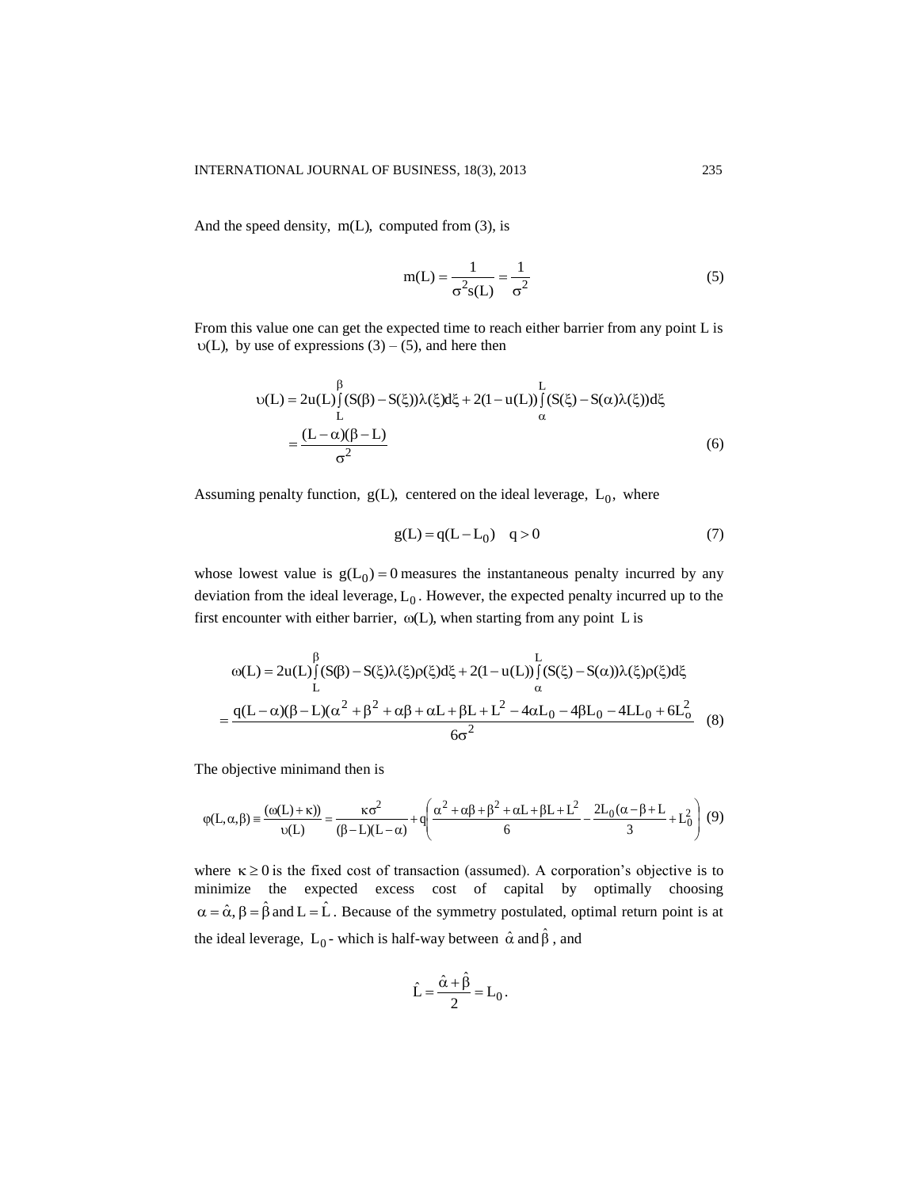And the speed density, $m(L)$, computed from (3), is

$$m(L) = \frac{1}{\sigma^2 s(L)} = \frac{1}{\sigma^2} \tag{5}$$

From this value one can get the expected time to reach either barrier from any point L is $\upsilon(L)$, by use of expressions (3) – (5), and here then

$$\begin{aligned}\upsilon(L) &= 2u(L)\int_L^{\beta}(S(\beta) - S(\xi))\lambda(\xi)d\xi + 2(1 - u(L))\int_{\alpha}^{L}(S(\xi) - S(\alpha)\lambda(\xi))d\xi \\ &= \frac{(L-\alpha)(\beta - L)}{\sigma^2}\end{aligned} \tag{6}$$

Assuming penalty function, $g(L)$, centered on the ideal leverage, $L_0$, where

$$g(L) = q(L - L_0) \quad q > 0 \tag{7}$$

whose lowest value is $g(L_0) = 0$ measures the instantaneous penalty incurred by any deviation from the ideal leverage, $L_0$. However, the expected penalty incurred up to the first encounter with either barrier, $\omega(L)$, when starting from any point L is

$$\begin{aligned}\omega(L) &= 2u(L)\int_L^{\beta}(S(\beta) - S(\xi)\lambda(\xi)\rho(\xi)d\xi + 2(1 - u(L))\int_{\alpha}^{L}(S(\xi) - S(\alpha))\lambda(\xi)\rho(\xi)d\xi \\ &= \frac{q(L-\alpha)(\beta - L)(\alpha^2 + \beta^2 + \alpha\beta + \alpha L + \beta L + L^2 - 4\alpha L_0 - 4\beta L_0 - 4LL_0 + 6L_o^2}{6\sigma^2}\end{aligned} \tag{8}$$

The objective minimand then is

$$\varphi(L,\alpha,\beta) \equiv \frac{(\omega(L) + \kappa))}{\upsilon(L)} = \frac{\kappa\sigma^2}{(\beta - L)(L - \alpha)} + q\left(\frac{\alpha^2 + \alpha\beta + \beta^2 + \alpha L + \beta L + L^2}{6} - \frac{2L_0(\alpha - \beta + L}{3} + L_0^2\right) \tag{9}$$

where $\kappa \geq 0$ is the fixed cost of transaction (assumed). A corporation's objective is to minimize the expected excess cost of capital by optimally choosing $\alpha = \hat{\alpha}, \beta = \hat{\beta}$ and $L = \hat{L}$. Because of the symmetry postulated, optimal return point is at the ideal leverage, $L_0$ - which is half-way between $\hat{\alpha}$ and $\hat{\beta}$, and

$$\hat{L} = \frac{\hat{\alpha} + \hat{\beta}}{2} = L_0.$$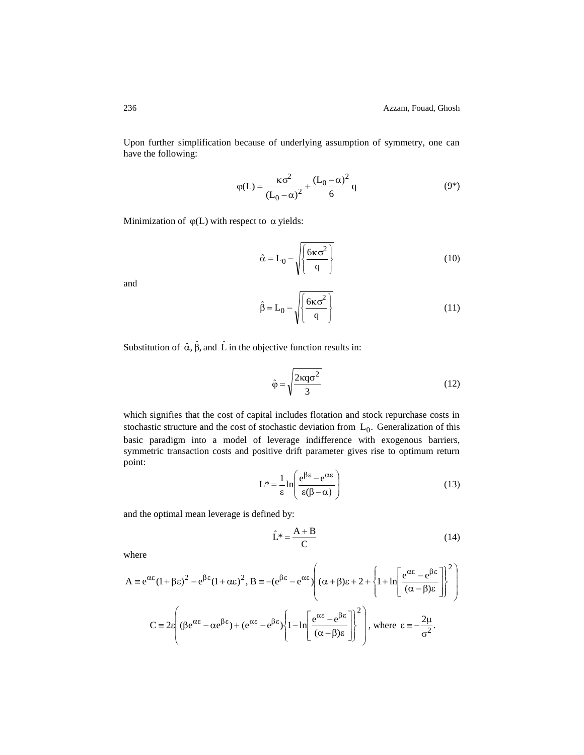Upon further simplification because of underlying assumption of symmetry, one can have the following:

$$\varphi(L) = \frac{\kappa\sigma^2}{(L_0 - \alpha)^2} + \frac{(L_0 - \alpha)^2}{6} q \tag{9*}$$

Minimization of $\varphi(L)$ with respect to $\alpha$ yields:

$$\hat{\alpha} = L_0 - \sqrt{\left\{\frac{6\kappa\sigma^2}{q}\right\}} \tag{10}$$

and

$$\hat{\beta} = L_0 - \sqrt{\left\{\frac{6\kappa\sigma^2}{q}\right\}} \tag{11}$$

Substitution of $\hat{\alpha}, \hat{\beta}$, and $\hat{L}$ in the objective function results in:

$$\hat{\varphi} = \sqrt{\frac{2\kappa q\sigma^2}{3}} \tag{12}$$

which signifies that the cost of capital includes flotation and stock repurchase costs in stochastic structure and the cost of stochastic deviation from $L_0$. Generalization of this basic paradigm into a model of leverage indifference with exogenous barriers, symmetric transaction costs and positive drift parameter gives rise to optimum return point:

$$L^* = \frac{1}{\varepsilon}\ln\left(\frac{e^{\beta\varepsilon} - e^{\alpha\varepsilon}}{\varepsilon(\beta - \alpha)}\right) \tag{13}$$

and the optimal mean leverage is defined by:

$$\hat{L}^* = \frac{A + B}{C} \tag{14}$$

where

$$A \equiv e^{\alpha\varepsilon}(1+\beta\varepsilon)^2 - e^{\beta\varepsilon}(1+\alpha\varepsilon)^2,\ B \equiv -(e^{\beta\varepsilon} - e^{\alpha\varepsilon})\left((\alpha+\beta)\varepsilon + 2 + \left\{1 + \ln\left[\frac{e^{\alpha\varepsilon} - e^{\beta\varepsilon}}{(\alpha - \beta)\varepsilon}\right]\right\}^2\right)$$

$$C \equiv 2\varepsilon\left((\beta e^{\alpha\varepsilon} - \alpha e^{\beta\varepsilon}) + (e^{\alpha\varepsilon} - e^{\beta\varepsilon})\left\{1 - \ln\left[\frac{e^{\alpha\varepsilon} - e^{\beta\varepsilon}}{(\alpha - \beta)\varepsilon}\right]\right\}^2\right),\ \text{where}\ \varepsilon \equiv -\frac{2\mu}{\sigma^2}.$$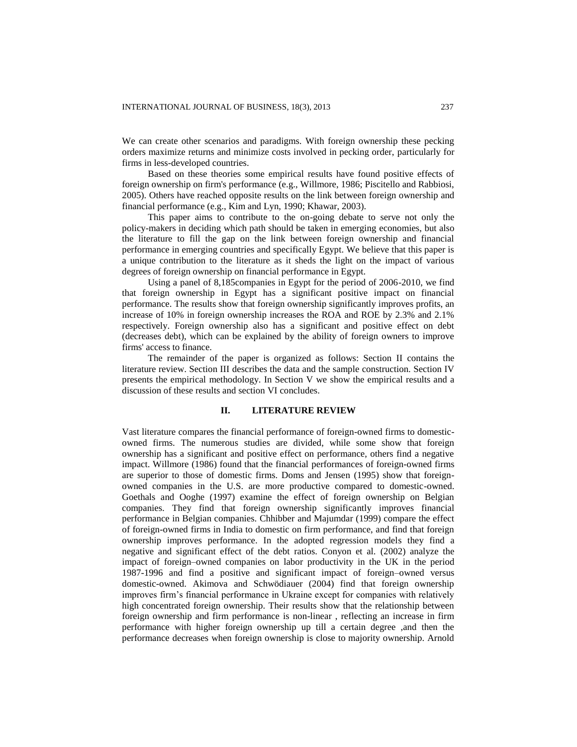We can create other scenarios and paradigms. With foreign ownership these pecking orders maximize returns and minimize costs involved in pecking order, particularly for firms in less-developed countries.

Based on these theories some empirical results have found positive effects of foreign ownership on firm's performance (e.g., Willmore, 1986; Piscitello and Rabbiosi, 2005). Others have reached opposite results on the link between foreign ownership and financial performance (e.g., Kim and Lyn, 1990; Khawar, 2003).

This paper aims to contribute to the on-going debate to serve not only the policy-makers in deciding which path should be taken in emerging economies, but also the literature to fill the gap on the link between foreign ownership and financial performance in emerging countries and specifically Egypt. We believe that this paper is a unique contribution to the literature as it sheds the light on the impact of various degrees of foreign ownership on financial performance in Egypt.

Using a panel of 8,185companies in Egypt for the period of 2006-2010, we find that foreign ownership in Egypt has a significant positive impact on financial performance. The results show that foreign ownership significantly improves profits, an increase of 10% in foreign ownership increases the ROA and ROE by 2.3% and 2.1% respectively. Foreign ownership also has a significant and positive effect on debt (decreases debt), which can be explained by the ability of foreign owners to improve firms' access to finance.

The remainder of the paper is organized as follows: Section II contains the literature review. Section III describes the data and the sample construction. Section IV presents the empirical methodology. In Section V we show the empirical results and a discussion of these results and section VI concludes.

## II. LITERATURE REVIEW

Vast literature compares the financial performance of foreign-owned firms to domestic-owned firms. The numerous studies are divided, while some show that foreign ownership has a significant and positive effect on performance, others find a negative impact. Willmore (1986) found that the financial performances of foreign-owned firms are superior to those of domestic firms. Doms and Jensen (1995) show that foreign-owned companies in the U.S. are more productive compared to domestic-owned. Goethals and Ooghe (1997) examine the effect of foreign ownership on Belgian companies. They find that foreign ownership significantly improves financial performance in Belgian companies. Chhibber and Majumdar (1999) compare the effect of foreign-owned firms in India to domestic on firm performance, and find that foreign ownership improves performance. In the adopted regression models they find a negative and significant effect of the debt ratios. Conyon et al. (2002) analyze the impact of foreign–owned companies on labor productivity in the UK in the period 1987-1996 and find a positive and significant impact of foreign–owned versus domestic-owned. Akimova and Schwödiauer (2004) find that foreign ownership improves firm's financial performance in Ukraine except for companies with relatively high concentrated foreign ownership. Their results show that the relationship between foreign ownership and firm performance is non-linear , reflecting an increase in firm performance with higher foreign ownership up till a certain degree ,and then the performance decreases when foreign ownership is close to majority ownership. Arnold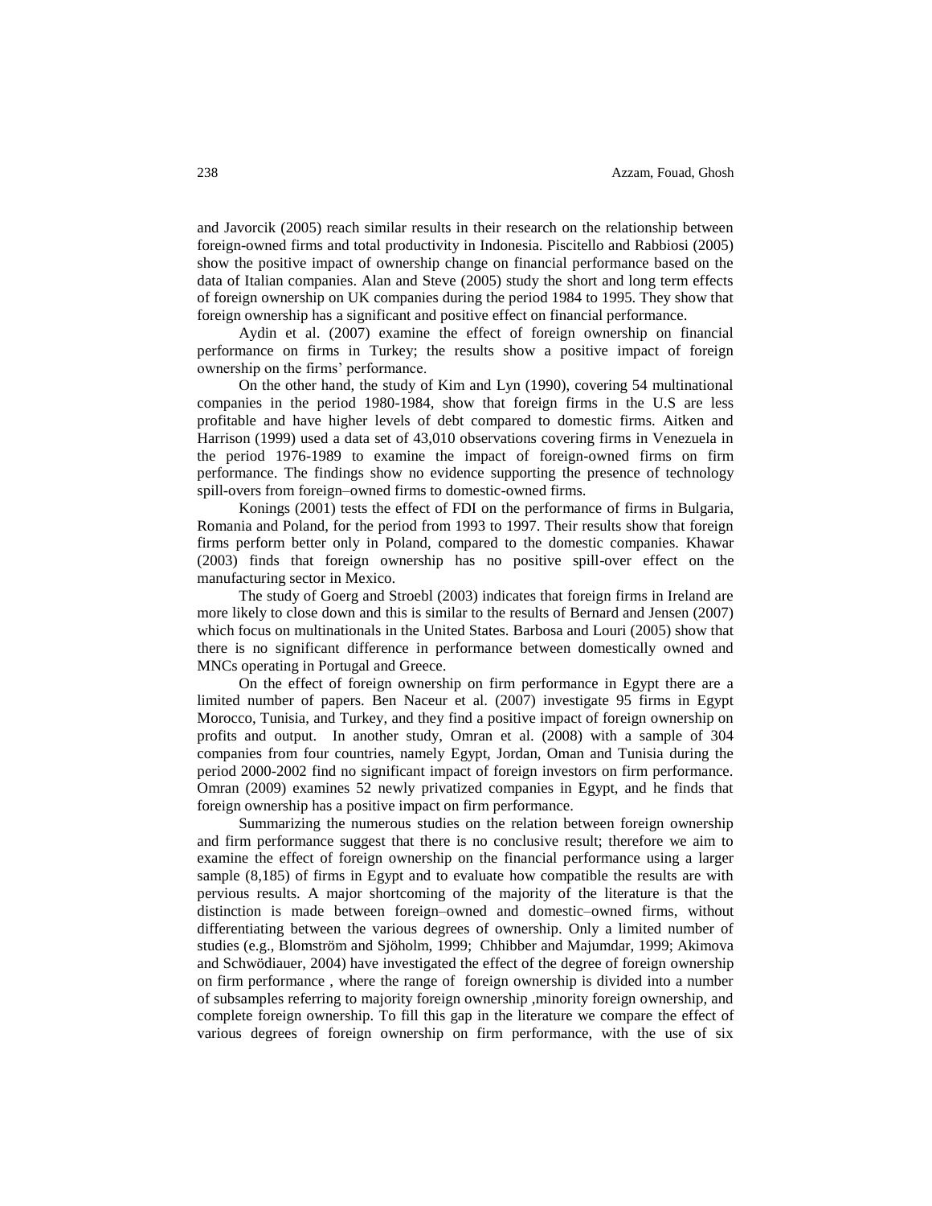and Javorcik (2005) reach similar results in their research on the relationship between foreign-owned firms and total productivity in Indonesia. Piscitello and Rabbiosi (2005) show the positive impact of ownership change on financial performance based on the data of Italian companies. Alan and Steve (2005) study the short and long term effects of foreign ownership on UK companies during the period 1984 to 1995. They show that foreign ownership has a significant and positive effect on financial performance.

Aydin et al. (2007) examine the effect of foreign ownership on financial performance on firms in Turkey; the results show a positive impact of foreign ownership on the firms' performance.

On the other hand, the study of Kim and Lyn (1990), covering 54 multinational companies in the period 1980-1984, show that foreign firms in the U.S are less profitable and have higher levels of debt compared to domestic firms. Aitken and Harrison (1999) used a data set of 43,010 observations covering firms in Venezuela in the period 1976-1989 to examine the impact of foreign-owned firms on firm performance. The findings show no evidence supporting the presence of technology spill-overs from foreign–owned firms to domestic-owned firms.

Konings (2001) tests the effect of FDI on the performance of firms in Bulgaria, Romania and Poland, for the period from 1993 to 1997. Their results show that foreign firms perform better only in Poland, compared to the domestic companies. Khawar (2003) finds that foreign ownership has no positive spill-over effect on the manufacturing sector in Mexico.

The study of Goerg and Stroebl (2003) indicates that foreign firms in Ireland are more likely to close down and this is similar to the results of Bernard and Jensen (2007) which focus on multinationals in the United States. Barbosa and Louri (2005) show that there is no significant difference in performance between domestically owned and MNCs operating in Portugal and Greece.

On the effect of foreign ownership on firm performance in Egypt there are a limited number of papers. Ben Naceur et al. (2007) investigate 95 firms in Egypt Morocco, Tunisia, and Turkey, and they find a positive impact of foreign ownership on profits and output. In another study, Omran et al. (2008) with a sample of 304 companies from four countries, namely Egypt, Jordan, Oman and Tunisia during the period 2000-2002 find no significant impact of foreign investors on firm performance. Omran (2009) examines 52 newly privatized companies in Egypt, and he finds that foreign ownership has a positive impact on firm performance.

Summarizing the numerous studies on the relation between foreign ownership and firm performance suggest that there is no conclusive result; therefore we aim to examine the effect of foreign ownership on the financial performance using a larger sample (8,185) of firms in Egypt and to evaluate how compatible the results are with pervious results. A major shortcoming of the majority of the literature is that the distinction is made between foreign–owned and domestic–owned firms, without differentiating between the various degrees of ownership. Only a limited number of studies (e.g., Blomström and Sjöholm, 1999; Chhibber and Majumdar, 1999; Akimova and Schwödiauer, 2004) have investigated the effect of the degree of foreign ownership on firm performance , where the range of foreign ownership is divided into a number of subsamples referring to majority foreign ownership ,minority foreign ownership, and complete foreign ownership. To fill this gap in the literature we compare the effect of various degrees of foreign ownership on firm performance, with the use of six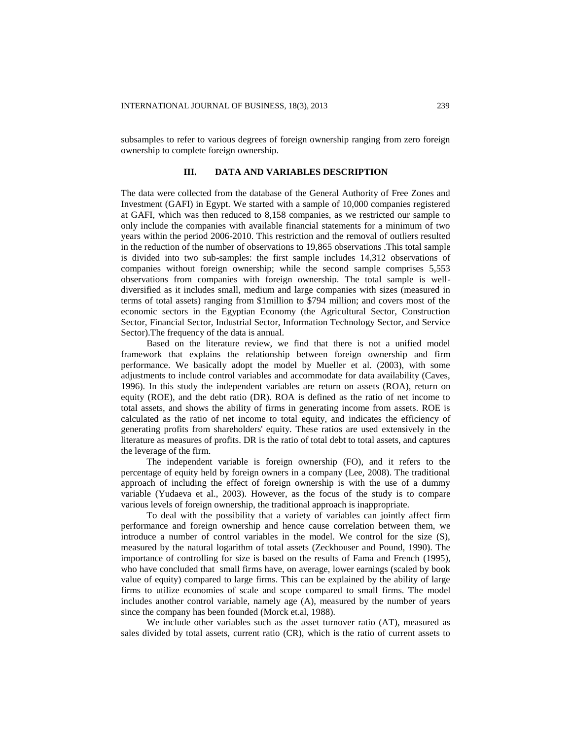subsamples to refer to various degrees of foreign ownership ranging from zero foreign ownership to complete foreign ownership.

## III. DATA AND VARIABLES DESCRIPTION

The data were collected from the database of the General Authority of Free Zones and Investment (GAFI) in Egypt. We started with a sample of 10,000 companies registered at GAFI, which was then reduced to 8,158 companies, as we restricted our sample to only include the companies with available financial statements for a minimum of two years within the period 2006-2010. This restriction and the removal of outliers resulted in the reduction of the number of observations to 19,865 observations .This total sample is divided into two sub-samples: the first sample includes 14,312 observations of companies without foreign ownership; while the second sample comprises 5,553 observations from companies with foreign ownership. The total sample is well-diversified as it includes small, medium and large companies with sizes (measured in terms of total assets) ranging from $1million to $794 million; and covers most of the economic sectors in the Egyptian Economy (the Agricultural Sector, Construction Sector, Financial Sector, Industrial Sector, Information Technology Sector, and Service Sector).The frequency of the data is annual.

Based on the literature review, we find that there is not a unified model framework that explains the relationship between foreign ownership and firm performance. We basically adopt the model by Mueller et al. (2003), with some adjustments to include control variables and accommodate for data availability (Caves, 1996). In this study the independent variables are return on assets (ROA), return on equity (ROE), and the debt ratio (DR). ROA is defined as the ratio of net income to total assets, and shows the ability of firms in generating income from assets. ROE is calculated as the ratio of net income to total equity, and indicates the efficiency of generating profits from shareholders' equity. These ratios are used extensively in the literature as measures of profits. DR is the ratio of total debt to total assets, and captures the leverage of the firm.

The independent variable is foreign ownership (FO), and it refers to the percentage of equity held by foreign owners in a company (Lee, 2008). The traditional approach of including the effect of foreign ownership is with the use of a dummy variable (Yudaeva et al., 2003). However, as the focus of the study is to compare various levels of foreign ownership, the traditional approach is inappropriate.

To deal with the possibility that a variety of variables can jointly affect firm performance and foreign ownership and hence cause correlation between them, we introduce a number of control variables in the model. We control for the size (S), measured by the natural logarithm of total assets (Zeckhouser and Pound, 1990). The importance of controlling for size is based on the results of Fama and French (1995), who have concluded that small firms have, on average, lower earnings (scaled by book value of equity) compared to large firms. This can be explained by the ability of large firms to utilize economies of scale and scope compared to small firms. The model includes another control variable, namely age (A), measured by the number of years since the company has been founded (Morck et.al, 1988).

We include other variables such as the asset turnover ratio (AT), measured as sales divided by total assets, current ratio (CR), which is the ratio of current assets to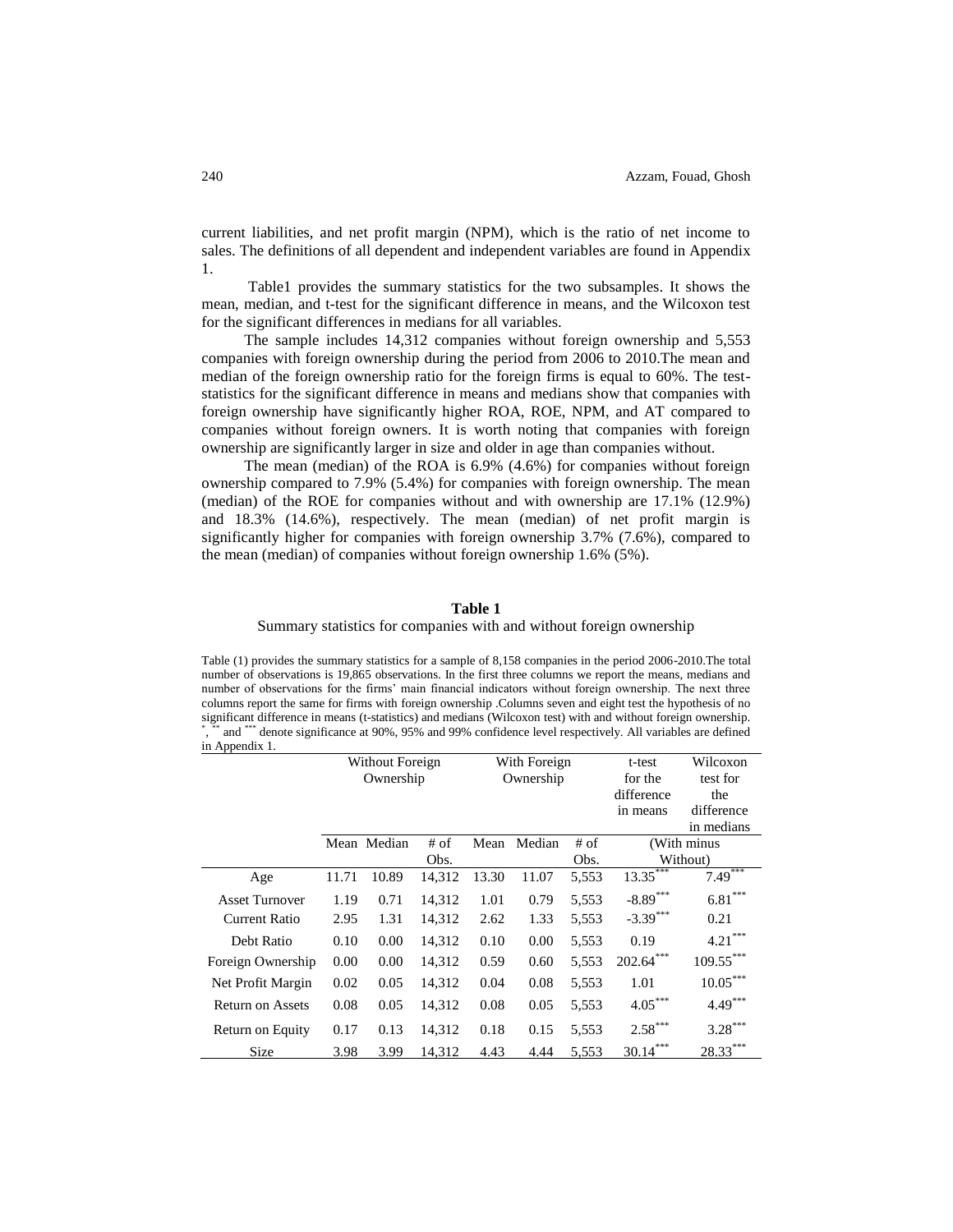current liabilities, and net profit margin (NPM), which is the ratio of net income to sales. The definitions of all dependent and independent variables are found in Appendix 1.

Table1 provides the summary statistics for the two subsamples. It shows the mean, median, and t-test for the significant difference in means, and the Wilcoxon test for the significant differences in medians for all variables.

The sample includes 14,312 companies without foreign ownership and 5,553 companies with foreign ownership during the period from 2006 to 2010.The mean and median of the foreign ownership ratio for the foreign firms is equal to 60%. The test-statistics for the significant difference in means and medians show that companies with foreign ownership have significantly higher ROA, ROE, NPM, and AT compared to companies without foreign owners. It is worth noting that companies with foreign ownership are significantly larger in size and older in age than companies without.

The mean (median) of the ROA is 6.9% (4.6%) for companies without foreign ownership compared to 7.9% (5.4%) for companies with foreign ownership. The mean (median) of the ROE for companies without and with ownership are 17.1% (12.9%) and 18.3% (14.6%), respectively. The mean (median) of net profit margin is significantly higher for companies with foreign ownership 3.7% (7.6%), compared to the mean (median) of companies without foreign ownership 1.6% (5%).

**Table 1**

Summary statistics for companies with and without foreign ownership

Table (1) provides the summary statistics for a sample of 8,158 companies in the period 2006-2010.The total number of observations is 19,865 observations. In the first three columns we report the means, medians and number of observations for the firms' main financial indicators without foreign ownership. The next three columns report the same for firms with foreign ownership .Columns seven and eight test the hypothesis of no significant difference in means (t-statistics) and medians (Wilcoxon test) with and without foreign ownership. \*, \*\* and \*\*\* denote significance at 90%, 95% and 99% confidence level respectively. All variables are defined in Appendix 1.

| | Without Foreign Ownership | | | With Foreign Ownership | | | t-test for the difference in means | Wilcoxon test for the difference in medians |
|---|---|---|---|---|---|---|---|---|
| | Mean | Median | # of Obs. | Mean | Median | # of Obs. | (With minus Without) | |
| Age | 11.71 | 10.89 | 14,312 | 13.30 | 11.07 | 5,553 | 13.35*** | 7.49*** |
| Asset Turnover | 1.19 | 0.71 | 14,312 | 1.01 | 0.79 | 5,553 | -8.89*** | 6.81*** |
| Current Ratio | 2.95 | 1.31 | 14,312 | 2.62 | 1.33 | 5,553 | -3.39*** | 0.21 |
| Debt Ratio | 0.10 | 0.00 | 14,312 | 0.10 | 0.00 | 5,553 | 0.19 | 4.21*** |
| Foreign Ownership | 0.00 | 0.00 | 14,312 | 0.59 | 0.60 | 5,553 | 202.64*** | 109.55*** |
| Net Profit Margin | 0.02 | 0.05 | 14,312 | 0.04 | 0.08 | 5,553 | 1.01 | 10.05*** |
| Return on Assets | 0.08 | 0.05 | 14,312 | 0.08 | 0.05 | 5,553 | 4.05*** | 4.49*** |
| Return on Equity | 0.17 | 0.13 | 14,312 | 0.18 | 0.15 | 5,553 | 2.58*** | 3.28*** |
| Size | 3.98 | 3.99 | 14,312 | 4.43 | 4.44 | 5,553 | 30.14*** | 28.33*** |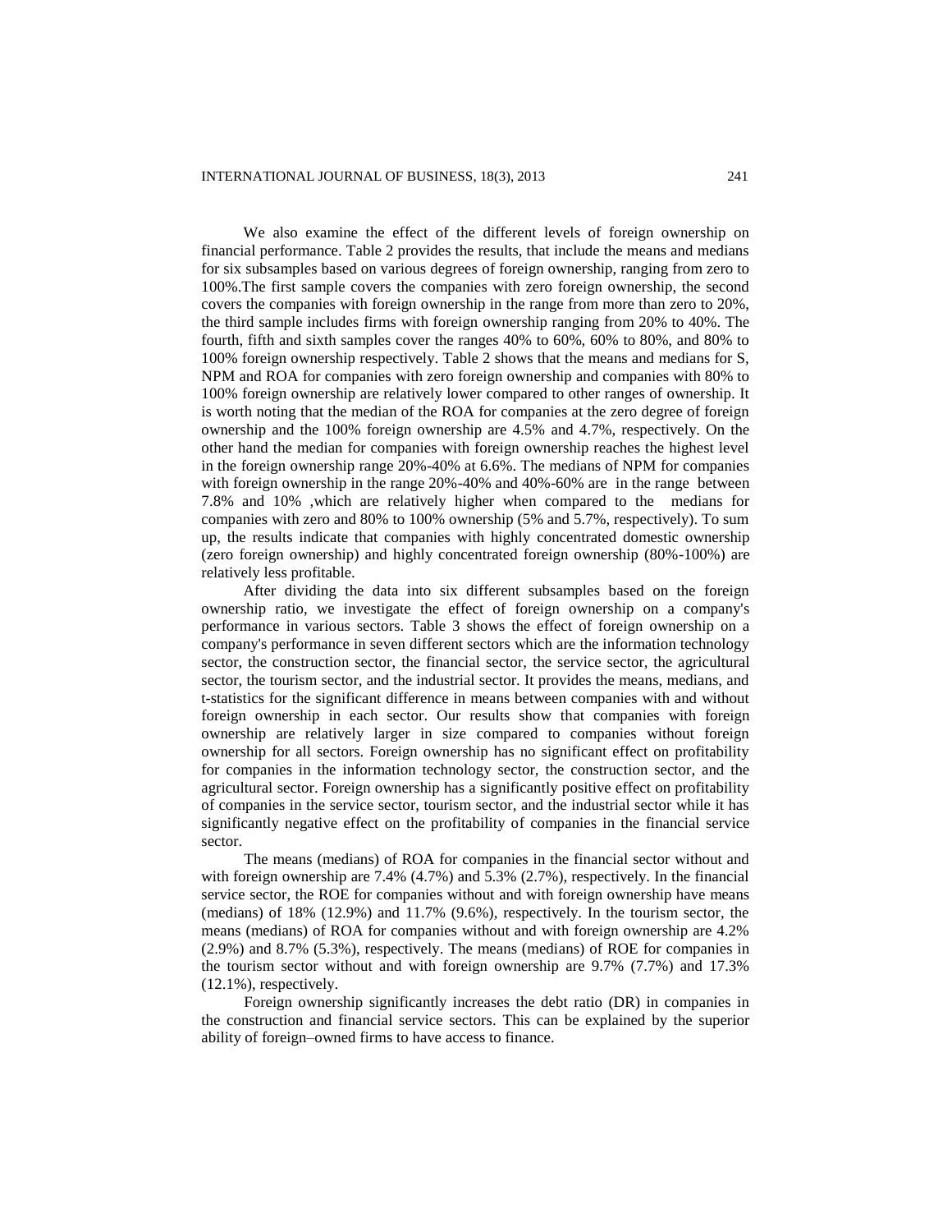We also examine the effect of the different levels of foreign ownership on financial performance. Table 2 provides the results, that include the means and medians for six subsamples based on various degrees of foreign ownership, ranging from zero to 100%.The first sample covers the companies with zero foreign ownership, the second covers the companies with foreign ownership in the range from more than zero to 20%, the third sample includes firms with foreign ownership ranging from 20% to 40%. The fourth, fifth and sixth samples cover the ranges 40% to 60%, 60% to 80%, and 80% to 100% foreign ownership respectively. Table 2 shows that the means and medians for S, NPM and ROA for companies with zero foreign ownership and companies with 80% to 100% foreign ownership are relatively lower compared to other ranges of ownership. It is worth noting that the median of the ROA for companies at the zero degree of foreign ownership and the 100% foreign ownership are 4.5% and 4.7%, respectively. On the other hand the median for companies with foreign ownership reaches the highest level in the foreign ownership range 20%-40% at 6.6%. The medians of NPM for companies with foreign ownership in the range 20%-40% and 40%-60% are in the range between 7.8% and 10% ,which are relatively higher when compared to the medians for companies with zero and 80% to 100% ownership (5% and 5.7%, respectively). To sum up, the results indicate that companies with highly concentrated domestic ownership (zero foreign ownership) and highly concentrated foreign ownership (80%-100%) are relatively less profitable.

After dividing the data into six different subsamples based on the foreign ownership ratio, we investigate the effect of foreign ownership on a company's performance in various sectors. Table 3 shows the effect of foreign ownership on a company's performance in seven different sectors which are the information technology sector, the construction sector, the financial sector, the service sector, the agricultural sector, the tourism sector, and the industrial sector. It provides the means, medians, and t-statistics for the significant difference in means between companies with and without foreign ownership in each sector. Our results show that companies with foreign ownership are relatively larger in size compared to companies without foreign ownership for all sectors. Foreign ownership has no significant effect on profitability for companies in the information technology sector, the construction sector, and the agricultural sector. Foreign ownership has a significantly positive effect on profitability of companies in the service sector, tourism sector, and the industrial sector while it has significantly negative effect on the profitability of companies in the financial service sector.

The means (medians) of ROA for companies in the financial sector without and with foreign ownership are 7.4% (4.7%) and 5.3% (2.7%), respectively. In the financial service sector, the ROE for companies without and with foreign ownership have means (medians) of 18% (12.9%) and 11.7% (9.6%), respectively. In the tourism sector, the means (medians) of ROA for companies without and with foreign ownership are 4.2% (2.9%) and 8.7% (5.3%), respectively. The means (medians) of ROE for companies in the tourism sector without and with foreign ownership are 9.7% (7.7%) and 17.3% (12.1%), respectively.

Foreign ownership significantly increases the debt ratio (DR) in companies in the construction and financial service sectors. This can be explained by the superior ability of foreign–owned firms to have access to finance.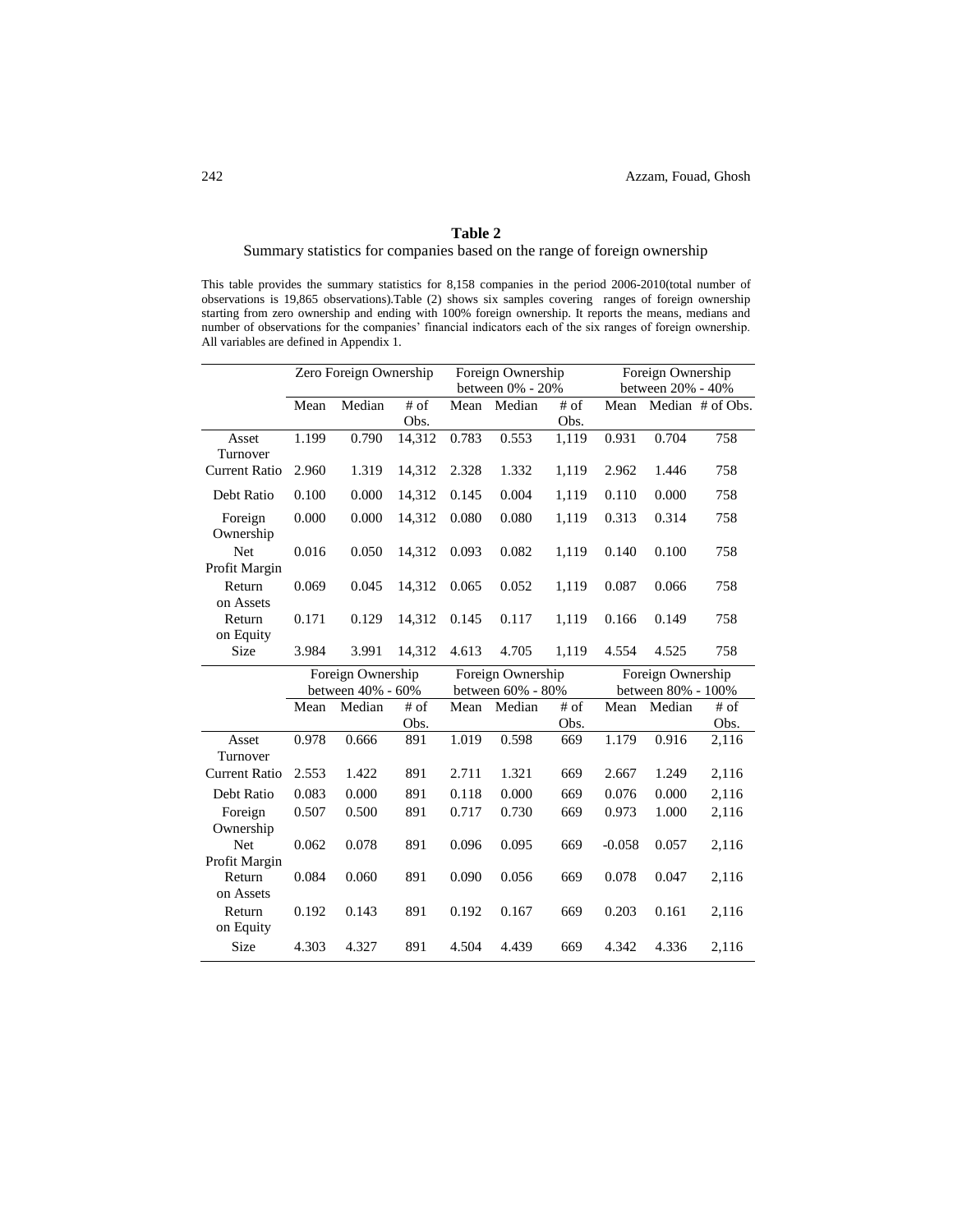**Table 2**

Summary statistics for companies based on the range of foreign ownership

This table provides the summary statistics for 8,158 companies in the period 2006-2010(total number of observations is 19,865 observations).Table (2) shows six samples covering ranges of foreign ownership starting from zero ownership and ending with 100% foreign ownership. It reports the means, medians and number of observations for the companies' financial indicators each of the six ranges of foreign ownership. All variables are defined in Appendix 1.

| | Zero Foreign Ownership | | | Foreign Ownership between 0% - 20% | | | Foreign Ownership between 20% - 40% | | |
|---|---|---|---|---|---|---|---|---|---|
| | Mean | Median | # of Obs. | Mean | Median | # of Obs. | Mean | Median | # of Obs. |
| Asset Turnover | 1.199 | 0.790 | 14,312 | 0.783 | 0.553 | 1,119 | 0.931 | 0.704 | 758 |
| Current Ratio | 2.960 | 1.319 | 14,312 | 2.328 | 1.332 | 1,119 | 2.962 | 1.446 | 758 |
| Debt Ratio | 0.100 | 0.000 | 14,312 | 0.145 | 0.004 | 1,119 | 0.110 | 0.000 | 758 |
| Foreign Ownership | 0.000 | 0.000 | 14,312 | 0.080 | 0.080 | 1,119 | 0.313 | 0.314 | 758 |
| Net Profit Margin | 0.016 | 0.050 | 14,312 | 0.093 | 0.082 | 1,119 | 0.140 | 0.100 | 758 |
| Return on Assets | 0.069 | 0.045 | 14,312 | 0.065 | 0.052 | 1,119 | 0.087 | 0.066 | 758 |
| Return on Equity | 0.171 | 0.129 | 14,312 | 0.145 | 0.117 | 1,119 | 0.166 | 0.149 | 758 |
| Size | 3.984 | 3.991 | 14,312 | 4.613 | 4.705 | 1,119 | 4.554 | 4.525 | 758 |
| | **Foreign Ownership between 40% - 60%** | | | **Foreign Ownership between 60% - 80%** | | | **Foreign Ownership between 80% - 100%** | | |
| | Mean | Median | # of Obs. | Mean | Median | # of Obs. | Mean | Median | # of Obs. |
| Asset Turnover | 0.978 | 0.666 | 891 | 1.019 | 0.598 | 669 | 1.179 | 0.916 | 2,116 |
| Current Ratio | 2.553 | 1.422 | 891 | 2.711 | 1.321 | 669 | 2.667 | 1.249 | 2,116 |
| Debt Ratio | 0.083 | 0.000 | 891 | 0.118 | 0.000 | 669 | 0.076 | 0.000 | 2,116 |
| Foreign Ownership | 0.507 | 0.500 | 891 | 0.717 | 0.730 | 669 | 0.973 | 1.000 | 2,116 |
| Net Profit Margin | 0.062 | 0.078 | 891 | 0.096 | 0.095 | 669 | -0.058 | 0.057 | 2,116 |
| Return on Assets | 0.084 | 0.060 | 891 | 0.090 | 0.056 | 669 | 0.078 | 0.047 | 2,116 |
| Return on Equity | 0.192 | 0.143 | 891 | 0.192 | 0.167 | 669 | 0.203 | 0.161 | 2,116 |
| Size | 4.303 | 4.327 | 891 | 4.504 | 4.439 | 669 | 4.342 | 4.336 | 2,116 |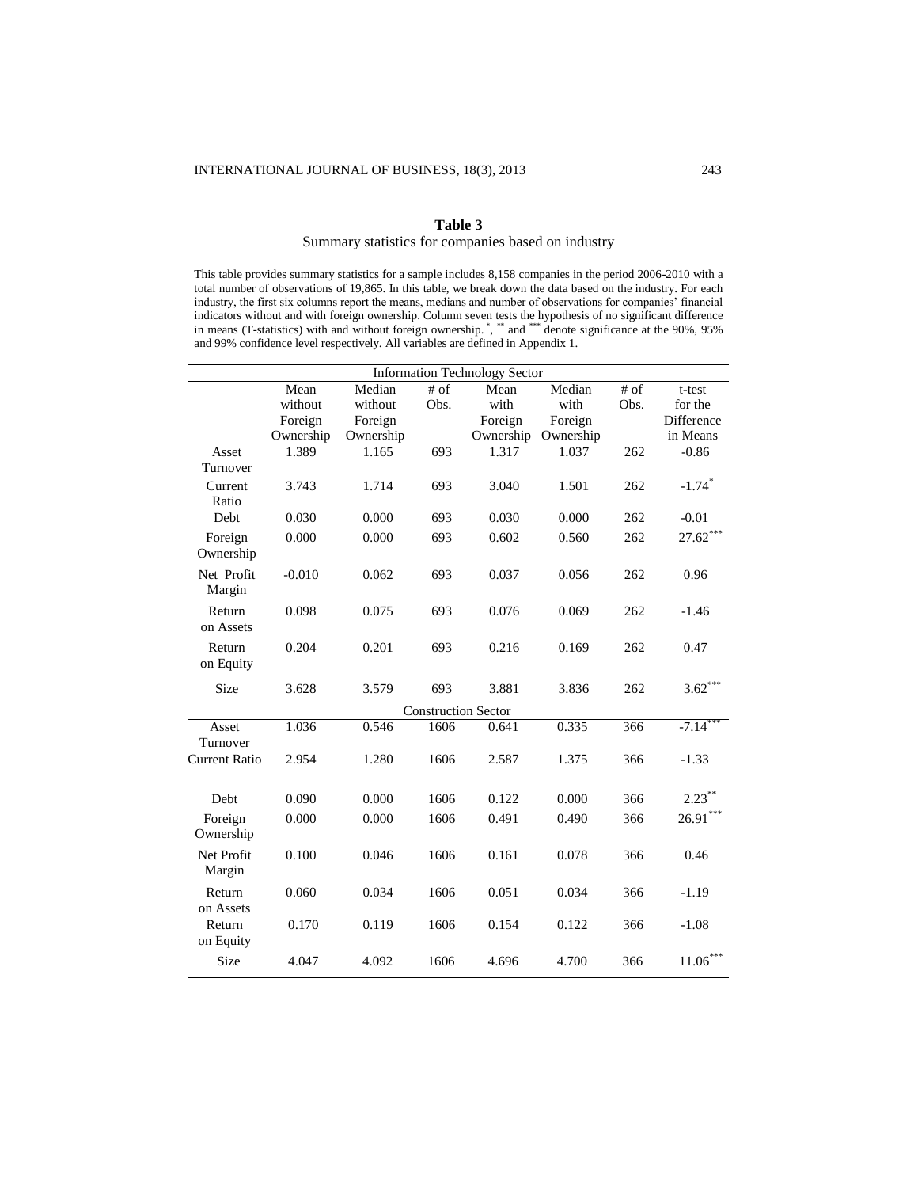**Table 3**

Summary statistics for companies based on industry

This table provides summary statistics for a sample includes 8,158 companies in the period 2006-2010 with a total number of observations of 19,865. In this table, we break down the data based on the industry. For each industry, the first six columns report the means, medians and number of observations for companies' financial indicators without and with foreign ownership. Column seven tests the hypothesis of no significant difference in means (T-statistics) with and without foreign ownership. *, ** and *** denote significance at the 90%, 95% and 99% confidence level respectively. All variables are defined in Appendix 1.

| | Mean without Foreign Ownership | Median without Foreign Ownership | # of Obs. | Mean with Foreign Ownership | Median with Foreign Ownership | # of Obs. | t-test for the Difference in Means |
|---|---|---|---|---|---|---|---|
| **Information Technology Sector** | | | | | | | |
| Asset Turnover | 1.389 | 1.165 | 693 | 1.317 | 1.037 | 262 | -0.86 |
| Current Ratio | 3.743 | 1.714 | 693 | 3.040 | 1.501 | 262 | -1.74* |
| Debt | 0.030 | 0.000 | 693 | 0.030 | 0.000 | 262 | -0.01 |
| Foreign Ownership | 0.000 | 0.000 | 693 | 0.602 | 0.560 | 262 | 27.62*** |
| Net Profit Margin | -0.010 | 0.062 | 693 | 0.037 | 0.056 | 262 | 0.96 |
| Return on Assets | 0.098 | 0.075 | 693 | 0.076 | 0.069 | 262 | -1.46 |
| Return on Equity | 0.204 | 0.201 | 693 | 0.216 | 0.169 | 262 | 0.47 |
| Size | 3.628 | 3.579 | 693 | 3.881 | 3.836 | 262 | 3.62*** |
| **Construction Sector** | | | | | | | |
| Asset Turnover | 1.036 | 0.546 | 1606 | 0.641 | 0.335 | 366 | -7.14*** |
| Current Ratio | 2.954 | 1.280 | 1606 | 2.587 | 1.375 | 366 | -1.33 |
| Debt | 0.090 | 0.000 | 1606 | 0.122 | 0.000 | 366 | 2.23** |
| Foreign Ownership | 0.000 | 0.000 | 1606 | 0.491 | 0.490 | 366 | 26.91*** |
| Net Profit Margin | 0.100 | 0.046 | 1606 | 0.161 | 0.078 | 366 | 0.46 |
| Return on Assets | 0.060 | 0.034 | 1606 | 0.051 | 0.034 | 366 | -1.19 |
| Return on Equity | 0.170 | 0.119 | 1606 | 0.154 | 0.122 | 366 | -1.08 |
| Size | 4.047 | 4.092 | 1606 | 4.696 | 4.700 | 366 | 11.06*** |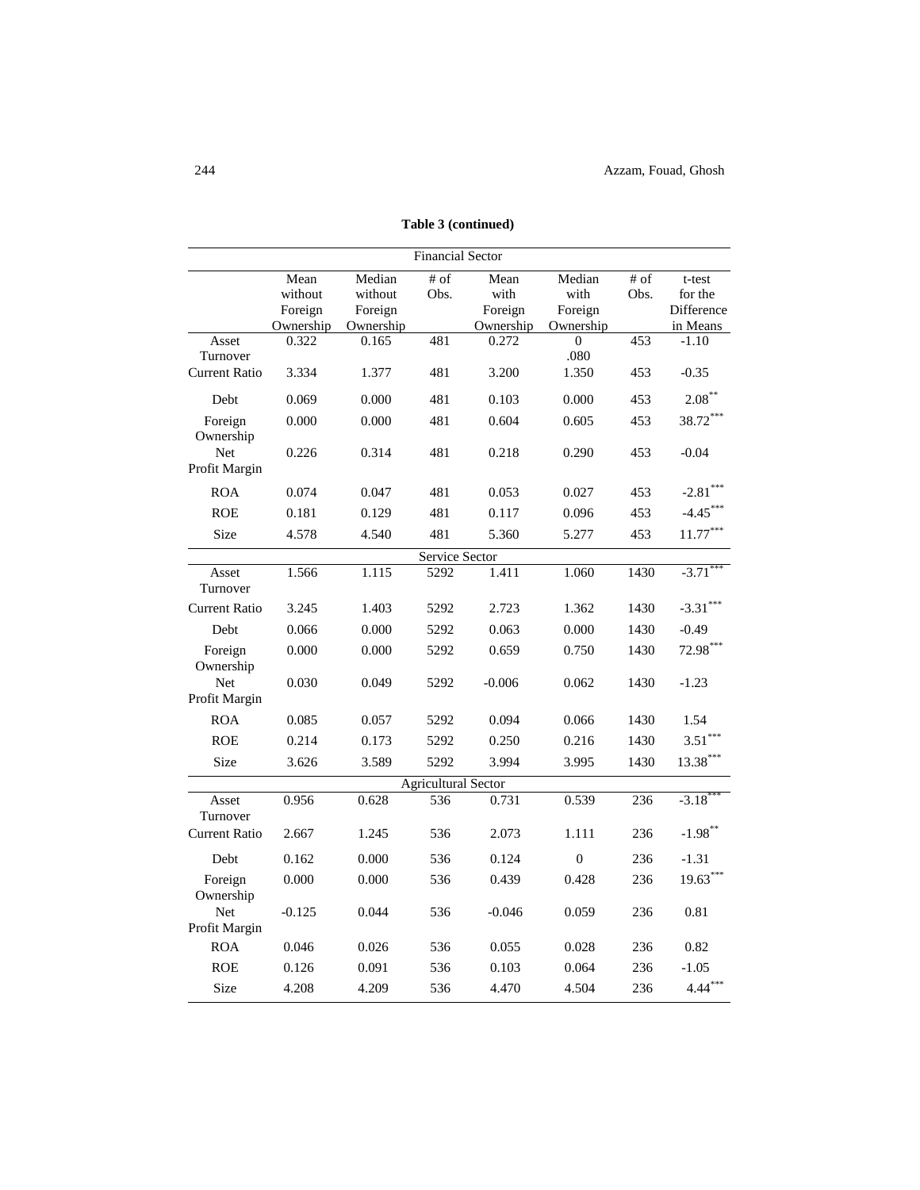**Table 3 (continued)**

| | Mean without Foreign Ownership | Median without Foreign Ownership | # of Obs. | Mean with Foreign Ownership | Median with Foreign Ownership | # of Obs. | t-test for the Difference in Means |
|---|---|---|---|---|---|---|---|
| **Financial Sector** | | | | | | | |
| Asset Turnover | 0.322 | 0.165 | 481 | 0.272 | 0 .080 | 453 | -1.10 |
| Current Ratio | 3.334 | 1.377 | 481 | 3.200 | 1.350 | 453 | -0.35 |
| Debt | 0.069 | 0.000 | 481 | 0.103 | 0.000 | 453 | 2.08** |
| Foreign Ownership | 0.000 | 0.000 | 481 | 0.604 | 0.605 | 453 | 38.72*** |
| Net Profit Margin | 0.226 | 0.314 | 481 | 0.218 | 0.290 | 453 | -0.04 |
| ROA | 0.074 | 0.047 | 481 | 0.053 | 0.027 | 453 | -2.81*** |
| ROE | 0.181 | 0.129 | 481 | 0.117 | 0.096 | 453 | -4.45*** |
| Size | 4.578 | 4.540 | 481 | 5.360 | 5.277 | 453 | 11.77*** |
| **Service Sector** | | | | | | | |
| Asset Turnover | 1.566 | 1.115 | 5292 | 1.411 | 1.060 | 1430 | -3.71*** |
| Current Ratio | 3.245 | 1.403 | 5292 | 2.723 | 1.362 | 1430 | -3.31*** |
| Debt | 0.066 | 0.000 | 5292 | 0.063 | 0.000 | 1430 | -0.49 |
| Foreign Ownership | 0.000 | 0.000 | 5292 | 0.659 | 0.750 | 1430 | 72.98*** |
| Net Profit Margin | 0.030 | 0.049 | 5292 | -0.006 | 0.062 | 1430 | -1.23 |
| ROA | 0.085 | 0.057 | 5292 | 0.094 | 0.066 | 1430 | 1.54 |
| ROE | 0.214 | 0.173 | 5292 | 0.250 | 0.216 | 1430 | 3.51*** |
| Size | 3.626 | 3.589 | 5292 | 3.994 | 3.995 | 1430 | 13.38*** |
| **Agricultural Sector** | | | | | | | |
| Asset Turnover | 0.956 | 0.628 | 536 | 0.731 | 0.539 | 236 | -3.18*** |
| Current Ratio | 2.667 | 1.245 | 536 | 2.073 | 1.111 | 236 | -1.98** |
| Debt | 0.162 | 0.000 | 536 | 0.124 | 0 | 236 | -1.31 |
| Foreign Ownership | 0.000 | 0.000 | 536 | 0.439 | 0.428 | 236 | 19.63*** |
| Net Profit Margin | -0.125 | 0.044 | 536 | -0.046 | 0.059 | 236 | 0.81 |
| ROA | 0.046 | 0.026 | 536 | 0.055 | 0.028 | 236 | 0.82 |
| ROE | 0.126 | 0.091 | 536 | 0.103 | 0.064 | 236 | -1.05 |
| Size | 4.208 | 4.209 | 536 | 4.470 | 4.504 | 236 | 4.44*** |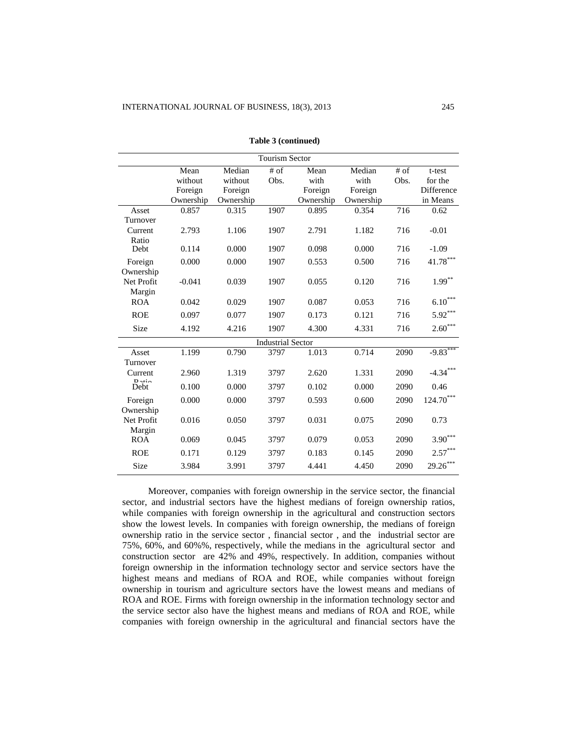**Table 3 (continued)**

| | Mean without Foreign Ownership | Median without Foreign Ownership | # of Obs. | Mean with Foreign Ownership | Median with Foreign Ownership | # of Obs. | t-test for the Difference in Means |
|---|---|---|---|---|---|---|---|
| **Tourism Sector** | | | | | | | |
| Asset Turnover | 0.857 | 0.315 | 1907 | 0.895 | 0.354 | 716 | 0.62 |
| Current Ratio | 2.793 | 1.106 | 1907 | 2.791 | 1.182 | 716 | -0.01 |
| Debt | 0.114 | 0.000 | 1907 | 0.098 | 0.000 | 716 | -1.09 |
| Foreign Ownership | 0.000 | 0.000 | 1907 | 0.553 | 0.500 | 716 | 41.78*** |
| Net Profit Margin | -0.041 | 0.039 | 1907 | 0.055 | 0.120 | 716 | 1.99** |
| ROA | 0.042 | 0.029 | 1907 | 0.087 | 0.053 | 716 | 6.10*** |
| ROE | 0.097 | 0.077 | 1907 | 0.173 | 0.121 | 716 | 5.92*** |
| Size | 4.192 | 4.216 | 1907 | 4.300 | 4.331 | 716 | 2.60*** |
| **Industrial Sector** | | | | | | | |
| Asset Turnover | 1.199 | 0.790 | 3797 | 1.013 | 0.714 | 2090 | -9.83*** |
| Current Ratio | 2.960 | 1.319 | 3797 | 2.620 | 1.331 | 2090 | -4.34*** |
| Debt | 0.100 | 0.000 | 3797 | 0.102 | 0.000 | 2090 | 0.46 |
| Foreign Ownership | 0.000 | 0.000 | 3797 | 0.593 | 0.600 | 2090 | 124.70*** |
| Net Profit Margin | 0.016 | 0.050 | 3797 | 0.031 | 0.075 | 2090 | 0.73 |
| ROA | 0.069 | 0.045 | 3797 | 0.079 | 0.053 | 2090 | 3.90*** |
| ROE | 0.171 | 0.129 | 3797 | 0.183 | 0.145 | 2090 | 2.57*** |
| Size | 3.984 | 3.991 | 3797 | 4.441 | 4.450 | 2090 | 29.26*** |

Moreover, companies with foreign ownership in the service sector, the financial sector, and industrial sectors have the highest medians of foreign ownership ratios, while companies with foreign ownership in the agricultural and construction sectors show the lowest levels. In companies with foreign ownership, the medians of foreign ownership ratio in the service sector , financial sector , and the industrial sector are 75%, 60%, and 60%%, respectively, while the medians in the agricultural sector and construction sector are 42% and 49%, respectively. In addition, companies without foreign ownership in the information technology sector and service sectors have the highest means and medians of ROA and ROE, while companies without foreign ownership in tourism and agriculture sectors have the lowest means and medians of ROA and ROE. Firms with foreign ownership in the information technology sector and the service sector also have the highest means and medians of ROA and ROE, while companies with foreign ownership in the agricultural and financial sectors have the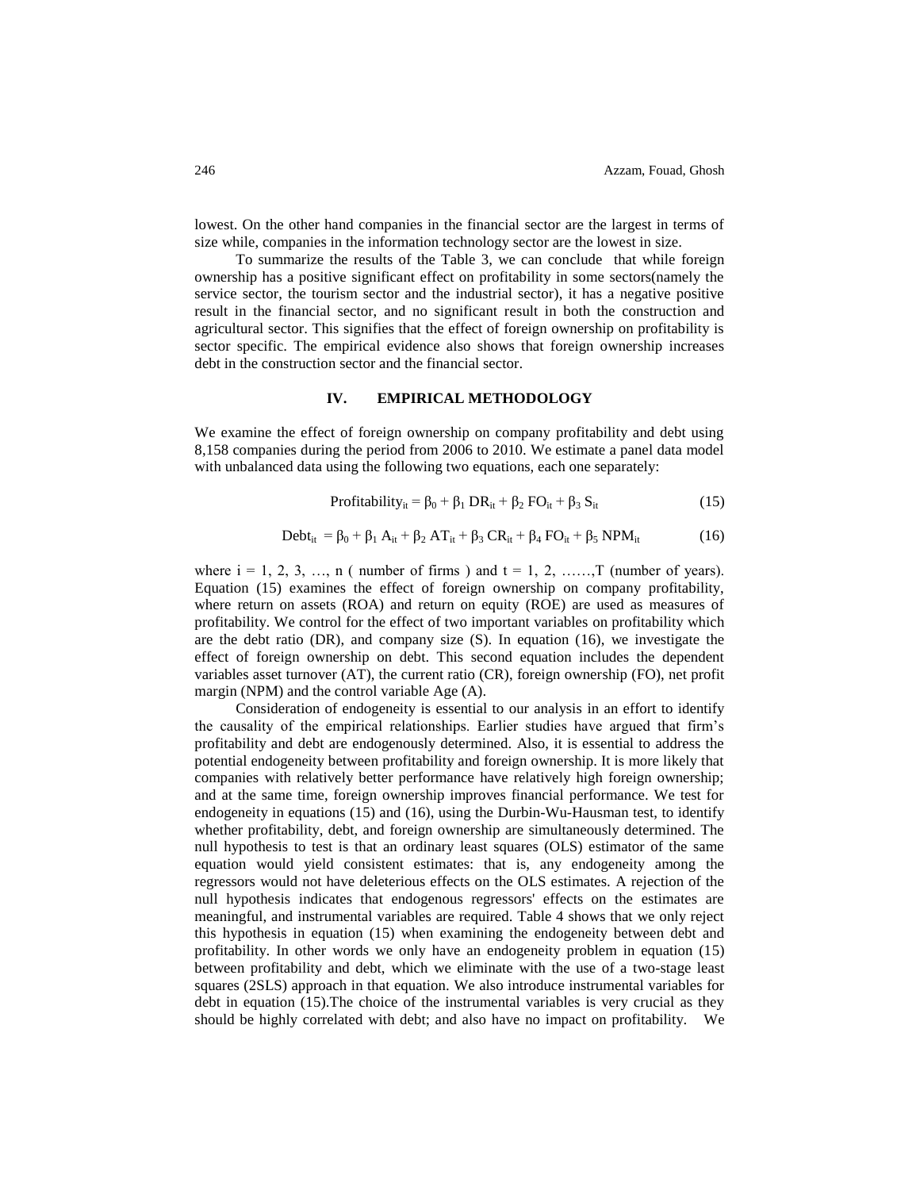lowest. On the other hand companies in the financial sector are the largest in terms of size while, companies in the information technology sector are the lowest in size.

To summarize the results of the Table 3, we can conclude that while foreign ownership has a positive significant effect on profitability in some sectors(namely the service sector, the tourism sector and the industrial sector), it has a negative positive result in the financial sector, and no significant result in both the construction and agricultural sector. This signifies that the effect of foreign ownership on profitability is sector specific. The empirical evidence also shows that foreign ownership increases debt in the construction sector and the financial sector.

## IV. EMPIRICAL METHODOLOGY

We examine the effect of foreign ownership on company profitability and debt using 8,158 companies during the period from 2006 to 2010. We estimate a panel data model with unbalanced data using the following two equations, each one separately:

$$\text{Profitability}_{it} = \beta_0 + \beta_1 \, DR_{it} + \beta_2 \, FO_{it} + \beta_3 \, S_{it} \tag{15}$$

$$\text{Debt}_{it} = \beta_0 + \beta_1 \, A_{it} + \beta_2 \, AT_{it} + \beta_3 \, CR_{it} + \beta_4 \, FO_{it} + \beta_5 \, NPM_{it} \tag{16}$$

where $i = 1, 2, 3, \ldots, n$ ( number of firms ) and $t = 1, 2, \ldots\ldots, T$ (number of years). Equation (15) examines the effect of foreign ownership on company profitability, where return on assets (ROA) and return on equity (ROE) are used as measures of profitability. We control for the effect of two important variables on profitability which are the debt ratio (DR), and company size (S). In equation (16), we investigate the effect of foreign ownership on debt. This second equation includes the dependent variables asset turnover (AT), the current ratio (CR), foreign ownership (FO), net profit margin (NPM) and the control variable Age (A).

Consideration of endogeneity is essential to our analysis in an effort to identify the causality of the empirical relationships. Earlier studies have argued that firm's profitability and debt are endogenously determined. Also, it is essential to address the potential endogeneity between profitability and foreign ownership. It is more likely that companies with relatively better performance have relatively high foreign ownership; and at the same time, foreign ownership improves financial performance. We test for endogeneity in equations (15) and (16), using the Durbin-Wu-Hausman test, to identify whether profitability, debt, and foreign ownership are simultaneously determined. The null hypothesis to test is that an ordinary least squares (OLS) estimator of the same equation would yield consistent estimates: that is, any endogeneity among the regressors would not have deleterious effects on the OLS estimates. A rejection of the null hypothesis indicates that endogenous regressors' effects on the estimates are meaningful, and instrumental variables are required. Table 4 shows that we only reject this hypothesis in equation (15) when examining the endogeneity between debt and profitability. In other words we only have an endogeneity problem in equation (15) between profitability and debt, which we eliminate with the use of a two-stage least squares (2SLS) approach in that equation. We also introduce instrumental variables for debt in equation (15).The choice of the instrumental variables is very crucial as they should be highly correlated with debt; and also have no impact on profitability. We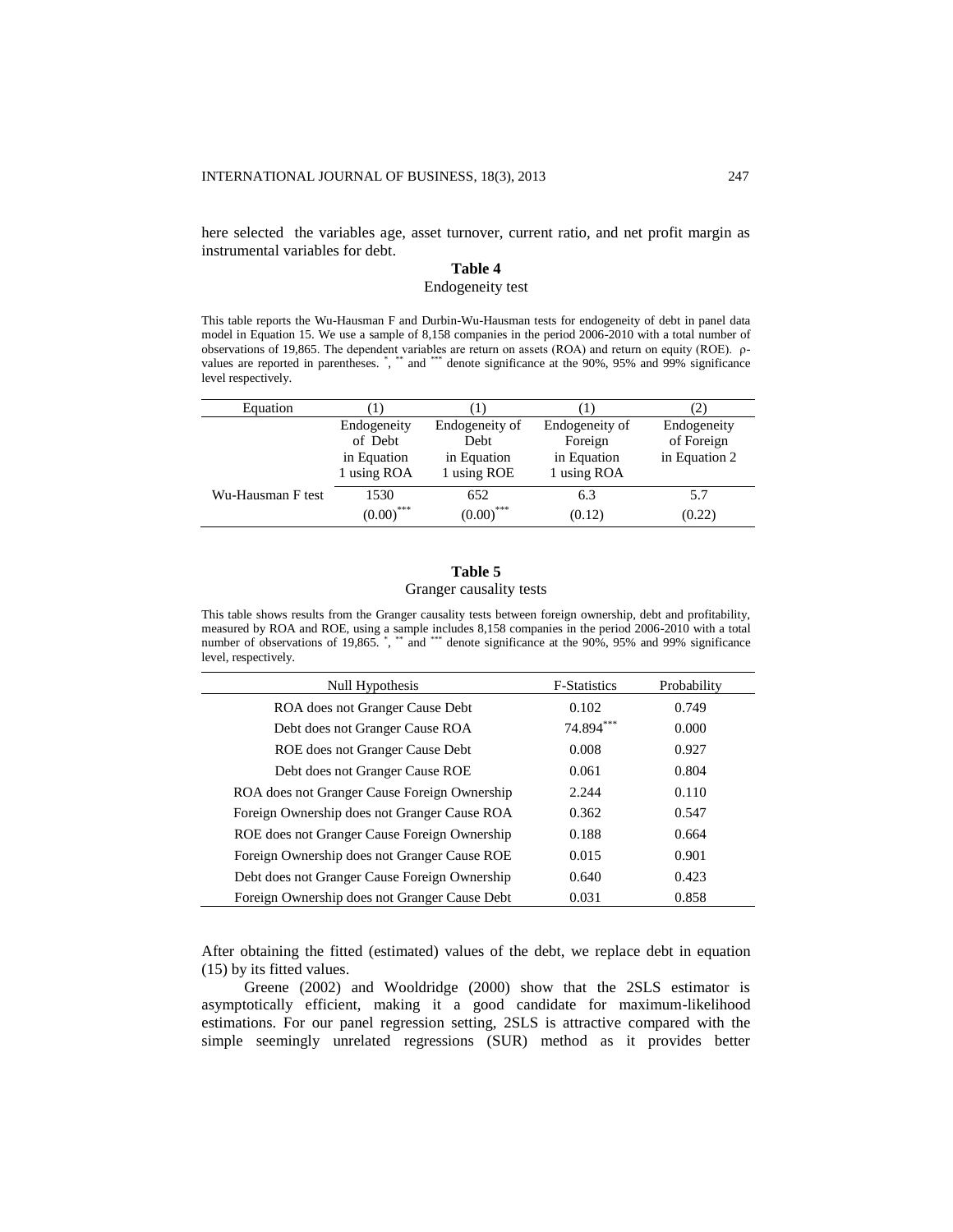here selected the variables age, asset turnover, current ratio, and net profit margin as instrumental variables for debt.

**Table 4**
Endogeneity test

This table reports the Wu-Hausman F and Durbin-Wu-Hausman tests for endogeneity of debt in panel data model in Equation 15. We use a sample of 8,158 companies in the period 2006-2010 with a total number of observations of 19,865. The dependent variables are return on assets (ROA) and return on equity (ROE). ρ-values are reported in parentheses. *, ** and *** denote significance at the 90%, 95% and 99% significance level respectively.

| Equation | (1) | (1) | (1) | (2) |
|---|---|---|---|---|
| | Endogeneity of Debt in Equation 1 using ROA | Endogeneity of Debt in Equation 1 using ROE | Endogeneity of Foreign in Equation 1 using ROA | Endogeneity of Foreign in Equation 2 |
| Wu-Hausman F test | 1530 | 652 | 6.3 | 5.7 |
| | (0.00)*** | (0.00)*** | (0.12) | (0.22) |

**Table 5**
Granger causality tests

This table shows results from the Granger causality tests between foreign ownership, debt and profitability, measured by ROA and ROE, using a sample includes 8,158 companies in the period 2006-2010 with a total number of observations of 19,865. *, ** and *** denote significance at the 90%, 95% and 99% significance level, respectively.

| Null Hypothesis | F-Statistics | Probability |
|---|---|---|
| ROA does not Granger Cause Debt | 0.102 | 0.749 |
| Debt does not Granger Cause ROA | 74.894*** | 0.000 |
| ROE does not Granger Cause Debt | 0.008 | 0.927 |
| Debt does not Granger Cause ROE | 0.061 | 0.804 |
| ROA does not Granger Cause Foreign Ownership | 2.244 | 0.110 |
| Foreign Ownership does not Granger Cause ROA | 0.362 | 0.547 |
| ROE does not Granger Cause Foreign Ownership | 0.188 | 0.664 |
| Foreign Ownership does not Granger Cause ROE | 0.015 | 0.901 |
| Debt does not Granger Cause Foreign Ownership | 0.640 | 0.423 |
| Foreign Ownership does not Granger Cause Debt | 0.031 | 0.858 |

After obtaining the fitted (estimated) values of the debt, we replace debt in equation (15) by its fitted values.

Greene (2002) and Wooldridge (2000) show that the 2SLS estimator is asymptotically efficient, making it a good candidate for maximum-likelihood estimations. For our panel regression setting, 2SLS is attractive compared with the simple seemingly unrelated regressions (SUR) method as it provides better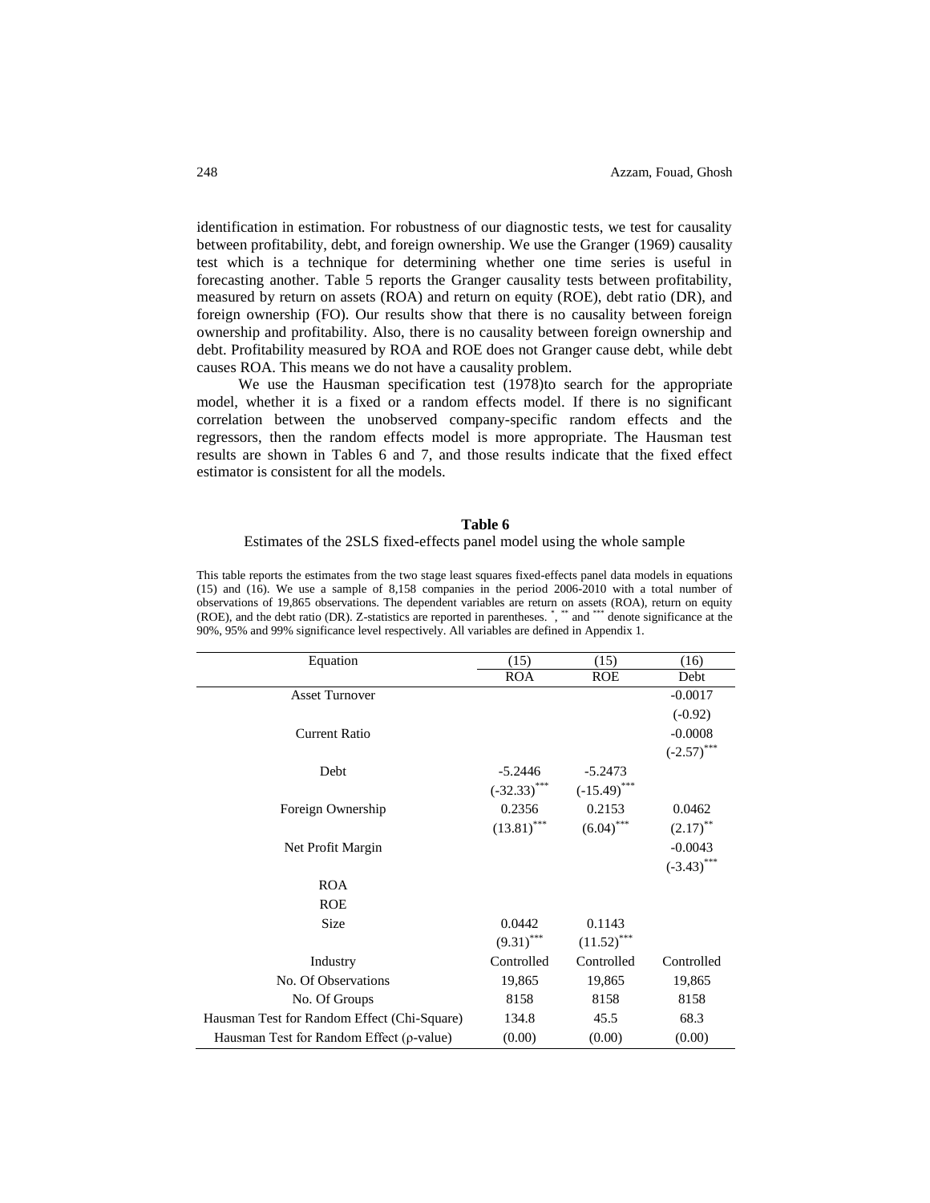identification in estimation. For robustness of our diagnostic tests, we test for causality between profitability, debt, and foreign ownership. We use the Granger (1969) causality test which is a technique for determining whether one time series is useful in forecasting another. Table 5 reports the Granger causality tests between profitability, measured by return on assets (ROA) and return on equity (ROE), debt ratio (DR), and foreign ownership (FO). Our results show that there is no causality between foreign ownership and profitability. Also, there is no causality between foreign ownership and debt. Profitability measured by ROA and ROE does not Granger cause debt, while debt causes ROA. This means we do not have a causality problem.

We use the Hausman specification test (1978)to search for the appropriate model, whether it is a fixed or a random effects model. If there is no significant correlation between the unobserved company-specific random effects and the regressors, then the random effects model is more appropriate. The Hausman test results are shown in Tables 6 and 7, and those results indicate that the fixed effect estimator is consistent for all the models.

**Table 6**

Estimates of the 2SLS fixed-effects panel model using the whole sample

This table reports the estimates from the two stage least squares fixed-effects panel data models in equations (15) and (16). We use a sample of 8,158 companies in the period 2006-2010 with a total number of observations of 19,865 observations. The dependent variables are return on assets (ROA), return on equity (ROE), and the debt ratio (DR). Z-statistics are reported in parentheses. *, ** and *** denote significance at the 90%, 95% and 99% significance level respectively. All variables are defined in Appendix 1.

| Equation | (15) | (15) | (16) |
|---|---|---|---|
| | ROA | ROE | Debt |
| Asset Turnover | | | -0.0017 |
| | | | (-0.92) |
| Current Ratio | | | -0.0008 |
| | | | (-2.57)*** |
| Debt | -5.2446 | -5.2473 | |
| | (-32.33)*** | (-15.49)*** | |
| Foreign Ownership | 0.2356 | 0.2153 | 0.0462 |
| | (13.81)*** | (6.04)*** | (2.17)** |
| Net Profit Margin | | | -0.0043 |
| | | | (-3.43)*** |
| ROA | | | |
| ROE | | | |
| Size | 0.0442 | 0.1143 | |
| | (9.31)*** | (11.52)*** | |
| Industry | Controlled | Controlled | Controlled |
| No. Of Observations | 19,865 | 19,865 | 19,865 |
| No. Of Groups | 8158 | 8158 | 8158 |
| Hausman Test for Random Effect (Chi-Square) | 134.8 | 45.5 | 68.3 |
| Hausman Test for Random Effect (ρ-value) | (0.00) | (0.00) | (0.00) |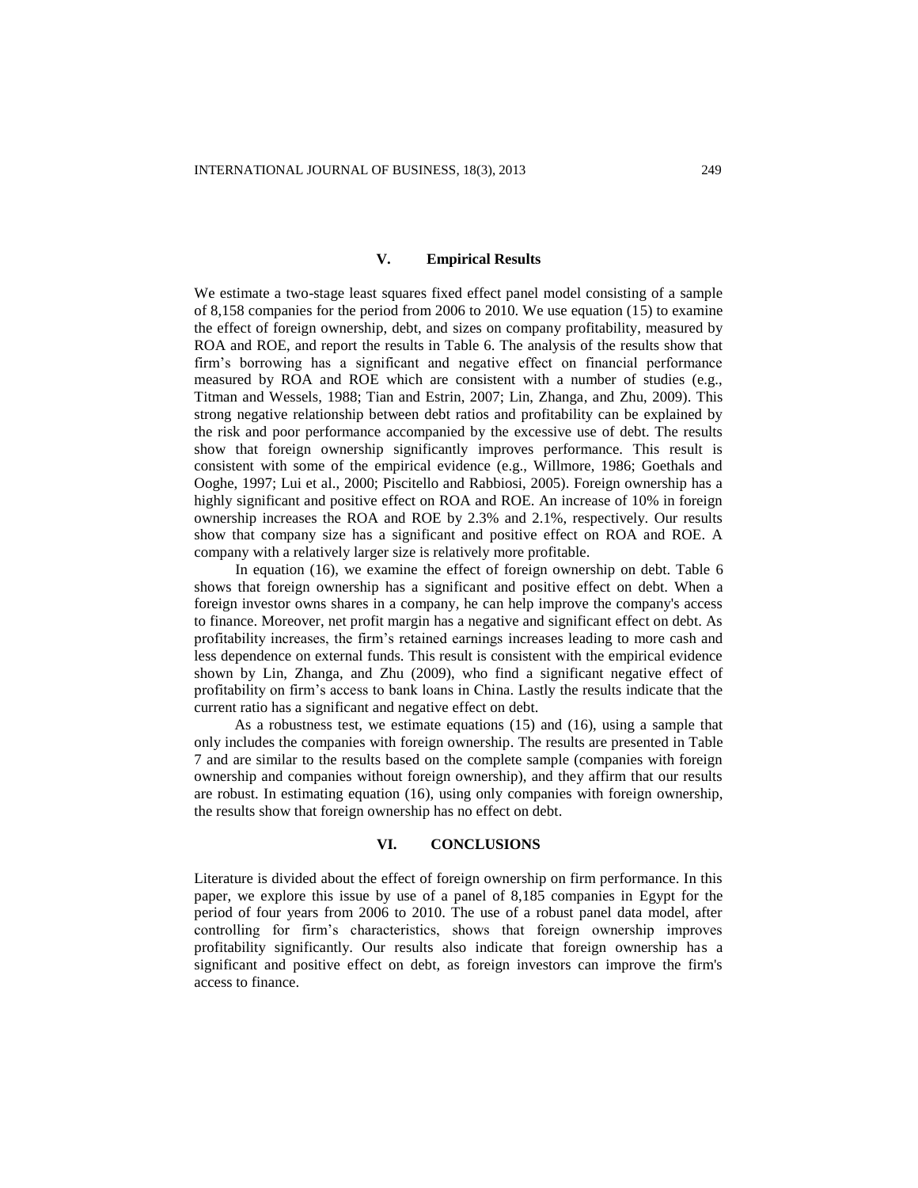## V. Empirical Results

We estimate a two-stage least squares fixed effect panel model consisting of a sample of 8,158 companies for the period from 2006 to 2010. We use equation (15) to examine the effect of foreign ownership, debt, and sizes on company profitability, measured by ROA and ROE, and report the results in Table 6. The analysis of the results show that firm's borrowing has a significant and negative effect on financial performance measured by ROA and ROE which are consistent with a number of studies (e.g., Titman and Wessels, 1988; Tian and Estrin, 2007; Lin, Zhanga, and Zhu, 2009). This strong negative relationship between debt ratios and profitability can be explained by the risk and poor performance accompanied by the excessive use of debt. The results show that foreign ownership significantly improves performance. This result is consistent with some of the empirical evidence (e.g., Willmore, 1986; Goethals and Ooghe, 1997; Lui et al., 2000; Piscitello and Rabbiosi, 2005). Foreign ownership has a highly significant and positive effect on ROA and ROE. An increase of 10% in foreign ownership increases the ROA and ROE by 2.3% and 2.1%, respectively. Our results show that company size has a significant and positive effect on ROA and ROE. A company with a relatively larger size is relatively more profitable.

In equation (16), we examine the effect of foreign ownership on debt. Table 6 shows that foreign ownership has a significant and positive effect on debt. When a foreign investor owns shares in a company, he can help improve the company's access to finance. Moreover, net profit margin has a negative and significant effect on debt. As profitability increases, the firm's retained earnings increases leading to more cash and less dependence on external funds. This result is consistent with the empirical evidence shown by Lin, Zhanga, and Zhu (2009), who find a significant negative effect of profitability on firm's access to bank loans in China. Lastly the results indicate that the current ratio has a significant and negative effect on debt.

As a robustness test, we estimate equations (15) and (16), using a sample that only includes the companies with foreign ownership. The results are presented in Table 7 and are similar to the results based on the complete sample (companies with foreign ownership and companies without foreign ownership), and they affirm that our results are robust. In estimating equation (16), using only companies with foreign ownership, the results show that foreign ownership has no effect on debt.

## VI. CONCLUSIONS

Literature is divided about the effect of foreign ownership on firm performance. In this paper, we explore this issue by use of a panel of 8,185 companies in Egypt for the period of four years from 2006 to 2010. The use of a robust panel data model, after controlling for firm's characteristics, shows that foreign ownership improves profitability significantly. Our results also indicate that foreign ownership has a significant and positive effect on debt, as foreign investors can improve the firm's access to finance.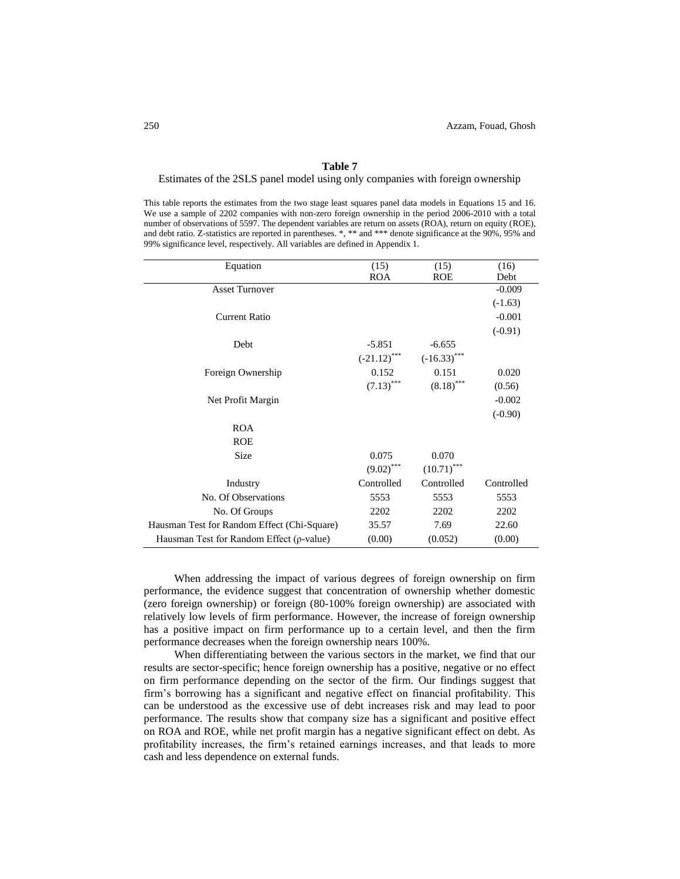**Table 7**

Estimates of the 2SLS panel model using only companies with foreign ownership

This table reports the estimates from the two stage least squares panel data models in Equations 15 and 16. We use a sample of 2202 companies with non-zero foreign ownership in the period 2006-2010 with a total number of observations of 5597. The dependent variables are return on assets (ROA), return on equity (ROE), and debt ratio. Z-statistics are reported in parentheses. *, ** and *** denote significance at the 90%, 95% and 99% significance level, respectively. All variables are defined in Appendix 1.

| Equation | (15) ROA | (15) ROE | (16) Debt |
|---|---|---|---|
| Asset Turnover | | | -0.009 |
| | | | (-1.63) |
| Current Ratio | | | -0.001 |
| | | | (-0.91) |
| Debt | -5.851 | -6.655 | |
| | (-21.12)*** | (-16.33)*** | |
| Foreign Ownership | 0.152 | 0.151 | 0.020 |
| | (7.13)*** | (8.18)*** | (0.56) |
| Net Profit Margin | | | -0.002 |
| | | | (-0.90) |
| ROA | | | |
| ROE | | | |
| Size | 0.075 | 0.070 | |
| | (9.02)*** | (10.71)*** | |
| Industry | Controlled | Controlled | Controlled |
| No. Of Observations | 5553 | 5553 | 5553 |
| No. Of Groups | 2202 | 2202 | 2202 |
| Hausman Test for Random Effect (Chi-Square) | 35.57 | 7.69 | 22.60 |
| Hausman Test for Random Effect (ρ-value) | (0.00) | (0.052) | (0.00) |

When addressing the impact of various degrees of foreign ownership on firm performance, the evidence suggest that concentration of ownership whether domestic (zero foreign ownership) or foreign (80-100% foreign ownership) are associated with relatively low levels of firm performance. However, the increase of foreign ownership has a positive impact on firm performance up to a certain level, and then the firm performance decreases when the foreign ownership nears 100%.

When differentiating between the various sectors in the market, we find that our results are sector-specific; hence foreign ownership has a positive, negative or no effect on firm performance depending on the sector of the firm. Our findings suggest that firm's borrowing has a significant and negative effect on financial profitability. This can be understood as the excessive use of debt increases risk and may lead to poor performance. The results show that company size has a significant and positive effect on ROA and ROE, while net profit margin has a negative significant effect on debt. As profitability increases, the firm's retained earnings increases, and that leads to more cash and less dependence on external funds.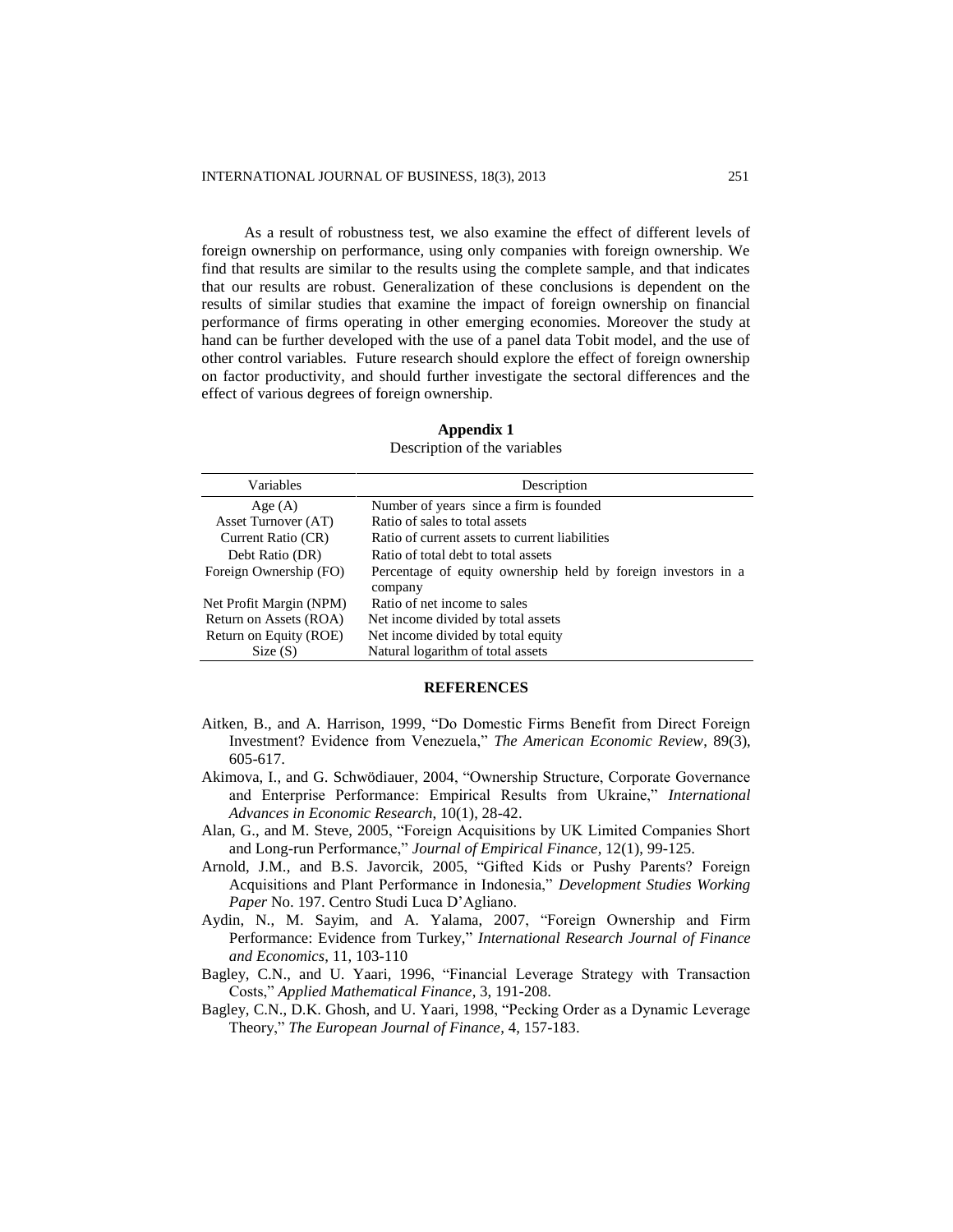As a result of robustness test, we also examine the effect of different levels of foreign ownership on performance, using only companies with foreign ownership. We find that results are similar to the results using the complete sample, and that indicates that our results are robust. Generalization of these conclusions is dependent on the results of similar studies that examine the impact of foreign ownership on financial performance of firms operating in other emerging economies. Moreover the study at hand can be further developed with the use of a panel data Tobit model, and the use of other control variables. Future research should explore the effect of foreign ownership on factor productivity, and should further investigate the sectoral differences and the effect of various degrees of foreign ownership.

**Appendix 1**

Description of the variables

| Variables | Description |
|---|---|
| Age (A) | Number of years since a firm is founded |
| Asset Turnover (AT) | Ratio of sales to total assets |
| Current Ratio (CR) | Ratio of current assets to current liabilities |
| Debt Ratio (DR) | Ratio of total debt to total assets |
| Foreign Ownership (FO) | Percentage of equity ownership held by foreign investors in a company |
| Net Profit Margin (NPM) | Ratio of net income to sales |
| Return on Assets (ROA) | Net income divided by total assets |
| Return on Equity (ROE) | Net income divided by total equity |
| Size (S) | Natural logarithm of total assets |

## REFERENCES

Aitken, B., and A. Harrison, 1999, "Do Domestic Firms Benefit from Direct Foreign Investment? Evidence from Venezuela," *The American Economic Review*, 89(3), 605-617.

Akimova, I., and G. Schwödiauer, 2004, "Ownership Structure, Corporate Governance and Enterprise Performance: Empirical Results from Ukraine," *International Advances in Economic Research*, 10(1), 28-42.

Alan, G., and M. Steve, 2005, "Foreign Acquisitions by UK Limited Companies Short and Long-run Performance," *Journal of Empirical Finance*, 12(1), 99-125.

Arnold, J.M., and B.S. Javorcik, 2005, "Gifted Kids or Pushy Parents? Foreign Acquisitions and Plant Performance in Indonesia," *Development Studies Working Paper* No. 197. Centro Studi Luca D'Agliano.

Aydin, N., M. Sayim, and A. Yalama, 2007, "Foreign Ownership and Firm Performance: Evidence from Turkey," *International Research Journal of Finance and Economics*, 11, 103-110

Bagley, C.N., and U. Yaari, 1996, "Financial Leverage Strategy with Transaction Costs," *Applied Mathematical Finance*, 3, 191-208.

Bagley, C.N., D.K. Ghosh, and U. Yaari, 1998, "Pecking Order as a Dynamic Leverage Theory," *The European Journal of Finance*, 4, 157-183.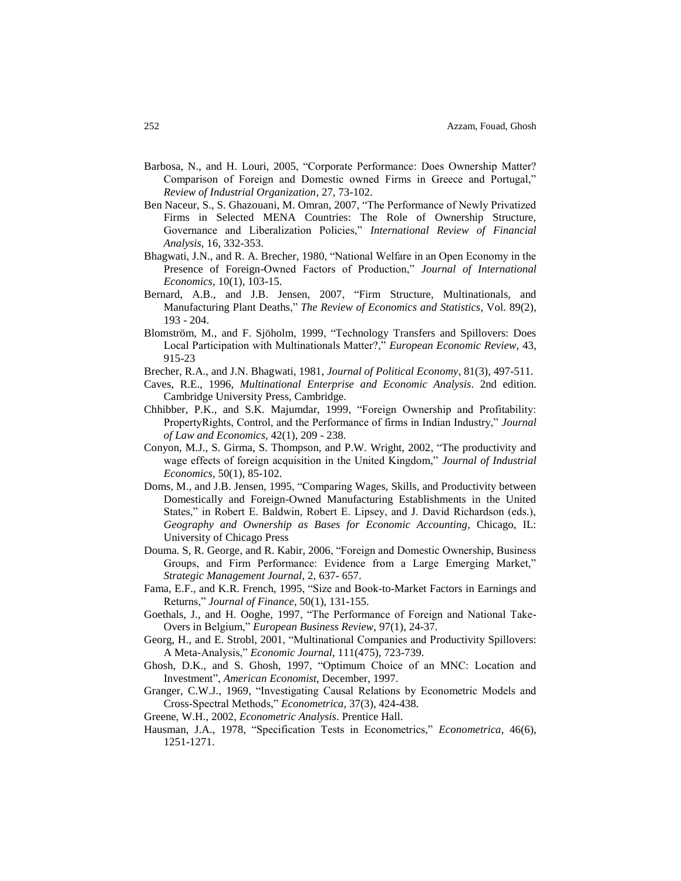Barbosa, N., and H. Louri, 2005, "Corporate Performance: Does Ownership Matter? Comparison of Foreign and Domestic owned Firms in Greece and Portugal," *Review of Industrial Organization*, 27, 73-102.

Ben Naceur, S., S. Ghazouani, M. Omran, 2007, "The Performance of Newly Privatized Firms in Selected MENA Countries: The Role of Ownership Structure, Governance and Liberalization Policies," *International Review of Financial Analysis*, 16, 332-353.

Bhagwati, J.N., and R. A. Brecher, 1980, "National Welfare in an Open Economy in the Presence of Foreign-Owned Factors of Production," *Journal of International Economics*, 10(1), 103-15.

Bernard, A.B., and J.B. Jensen, 2007, "Firm Structure, Multinationals, and Manufacturing Plant Deaths," *The Review of Economics and Statistics*, Vol. 89(2), 193 - 204.

Blomström, M., and F. Sjöholm, 1999, "Technology Transfers and Spillovers: Does Local Participation with Multinationals Matter?," *European Economic Review*, 43, 915-23

Brecher, R.A., and J.N. Bhagwati, 1981, *Journal of Political Economy*, 81(3), 497-511.

Caves, R.E., 1996, *Multinational Enterprise and Economic Analysis*. 2nd edition. Cambridge University Press, Cambridge.

Chhibber, P.K., and S.K. Majumdar, 1999, "Foreign Ownership and Profitability: PropertyRights, Control, and the Performance of firms in Indian Industry," *Journal of Law and Economics*, 42(1), 209 - 238.

Conyon, M.J., S. Girma, S. Thompson, and P.W. Wright, 2002, "The productivity and wage effects of foreign acquisition in the United Kingdom," *Journal of Industrial Economics*, 50(1), 85-102.

Doms, M., and J.B. Jensen, 1995, "Comparing Wages, Skills, and Productivity between Domestically and Foreign-Owned Manufacturing Establishments in the United States," in Robert E. Baldwin, Robert E. Lipsey, and J. David Richardson (eds.), *Geography and Ownership as Bases for Economic Accounting*, Chicago, IL: University of Chicago Press

Douma. S, R. George, and R. Kabir, 2006, "Foreign and Domestic Ownership, Business Groups, and Firm Performance: Evidence from a Large Emerging Market," *Strategic Management Journal*, 2, 637- 657.

Fama, E.F., and K.R. French, 1995, "Size and Book-to-Market Factors in Earnings and Returns," *Journal of Finance*, 50(1), 131-155.

Goethals, J., and H. Ooghe, 1997, "The Performance of Foreign and National Take-Overs in Belgium," *European Business Review*, 97(1), 24-37.

Georg, H., and E. Strobl, 2001, "Multinational Companies and Productivity Spillovers: A Meta-Analysis," *Economic Journal*, 111(475), 723-739.

Ghosh, D.K., and S. Ghosh, 1997, "Optimum Choice of an MNC: Location and Investment", *American Economist*, December, 1997.

Granger, C.W.J., 1969, "Investigating Causal Relations by Econometric Models and Cross-Spectral Methods," *Econometrica*, 37(3), 424-438.

Greene, W.H., 2002, *Econometric Analysis*. Prentice Hall.

Hausman, J.A., 1978, "Specification Tests in Econometrics," *Econometrica*, 46(6), 1251-1271.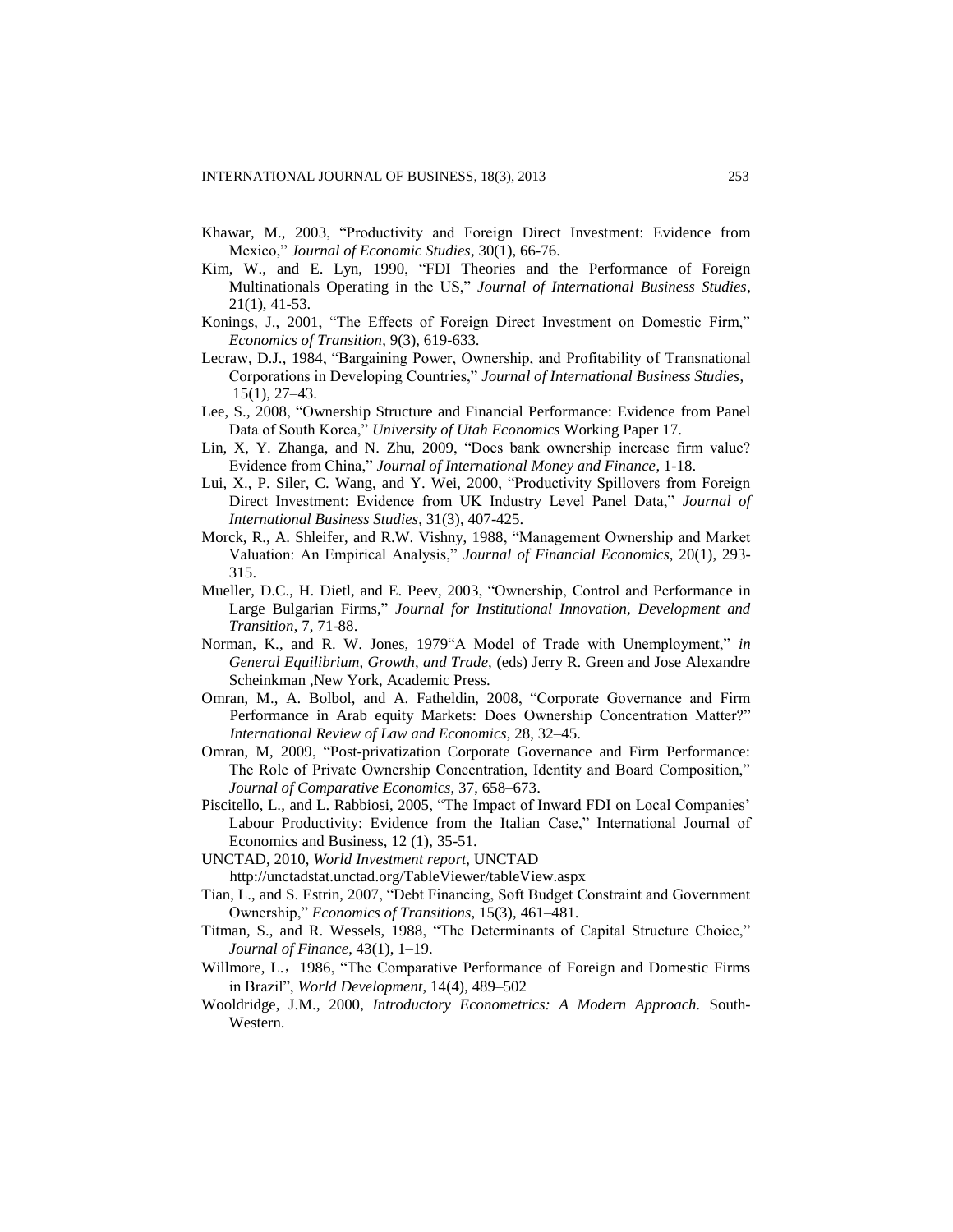Khawar, M., 2003, "Productivity and Foreign Direct Investment: Evidence from Mexico," *Journal of Economic Studies*, 30(1), 66-76.

Kim, W., and E. Lyn, 1990, "FDI Theories and the Performance of Foreign Multinationals Operating in the US," *Journal of International Business Studies*, 21(1), 41-53.

Konings, J., 2001, "The Effects of Foreign Direct Investment on Domestic Firm," *Economics of Transition*, 9(3), 619-633.

Lecraw, D.J., 1984, "Bargaining Power, Ownership, and Profitability of Transnational Corporations in Developing Countries," *Journal of International Business Studies*, 15(1), 27–43.

Lee, S., 2008, "Ownership Structure and Financial Performance: Evidence from Panel Data of South Korea," *University of Utah Economics* Working Paper 17.

Lin, X, Y. Zhanga, and N. Zhu, 2009, "Does bank ownership increase firm value? Evidence from China," *Journal of International Money and Finance*, 1-18.

Lui, X., P. Siler, C. Wang, and Y. Wei, 2000, "Productivity Spillovers from Foreign Direct Investment: Evidence from UK Industry Level Panel Data," *Journal of International Business Studies*, 31(3), 407-425.

Morck, R., A. Shleifer, and R.W. Vishny, 1988, "Management Ownership and Market Valuation: An Empirical Analysis," *Journal of Financial Economics*, 20(1), 293-315.

Mueller, D.C., H. Dietl, and E. Peev, 2003, "Ownership, Control and Performance in Large Bulgarian Firms," *Journal for Institutional Innovation, Development and Transition*, 7, 71-88.

Norman, K., and R. W. Jones, 1979"A Model of Trade with Unemployment," *in General Equilibrium, Growth, and Trade,* (eds) Jerry R. Green and Jose Alexandre Scheinkman ,New York, Academic Press.

Omran, M., A. Bolbol, and A. Fatheldin, 2008, "Corporate Governance and Firm Performance in Arab equity Markets: Does Ownership Concentration Matter?" *International Review of Law and Economics*, 28, 32–45.

Omran, M, 2009, "Post-privatization Corporate Governance and Firm Performance: The Role of Private Ownership Concentration, Identity and Board Composition," *Journal of Comparative Economics*, 37, 658–673.

Piscitello, L., and L. Rabbiosi, 2005, "The Impact of Inward FDI on Local Companies' Labour Productivity: Evidence from the Italian Case," International Journal of Economics and Business, 12 (1), 35-51.

UNCTAD, 2010, *World Investment report*, UNCTAD http://unctadstat.unctad.org/TableViewer/tableView.aspx

Tian, L., and S. Estrin, 2007, "Debt Financing, Soft Budget Constraint and Government Ownership," *Economics of Transitions*, 15(3), 461–481.

Titman, S., and R. Wessels, 1988, "The Determinants of Capital Structure Choice," *Journal of Finance*, 43(1), 1–19.

Willmore, L.，1986, "The Comparative Performance of Foreign and Domestic Firms in Brazil", *World Development*, 14(4), 489–502

Wooldridge, J.M., 2000, *Introductory Econometrics: A Modern Approach*. South-Western.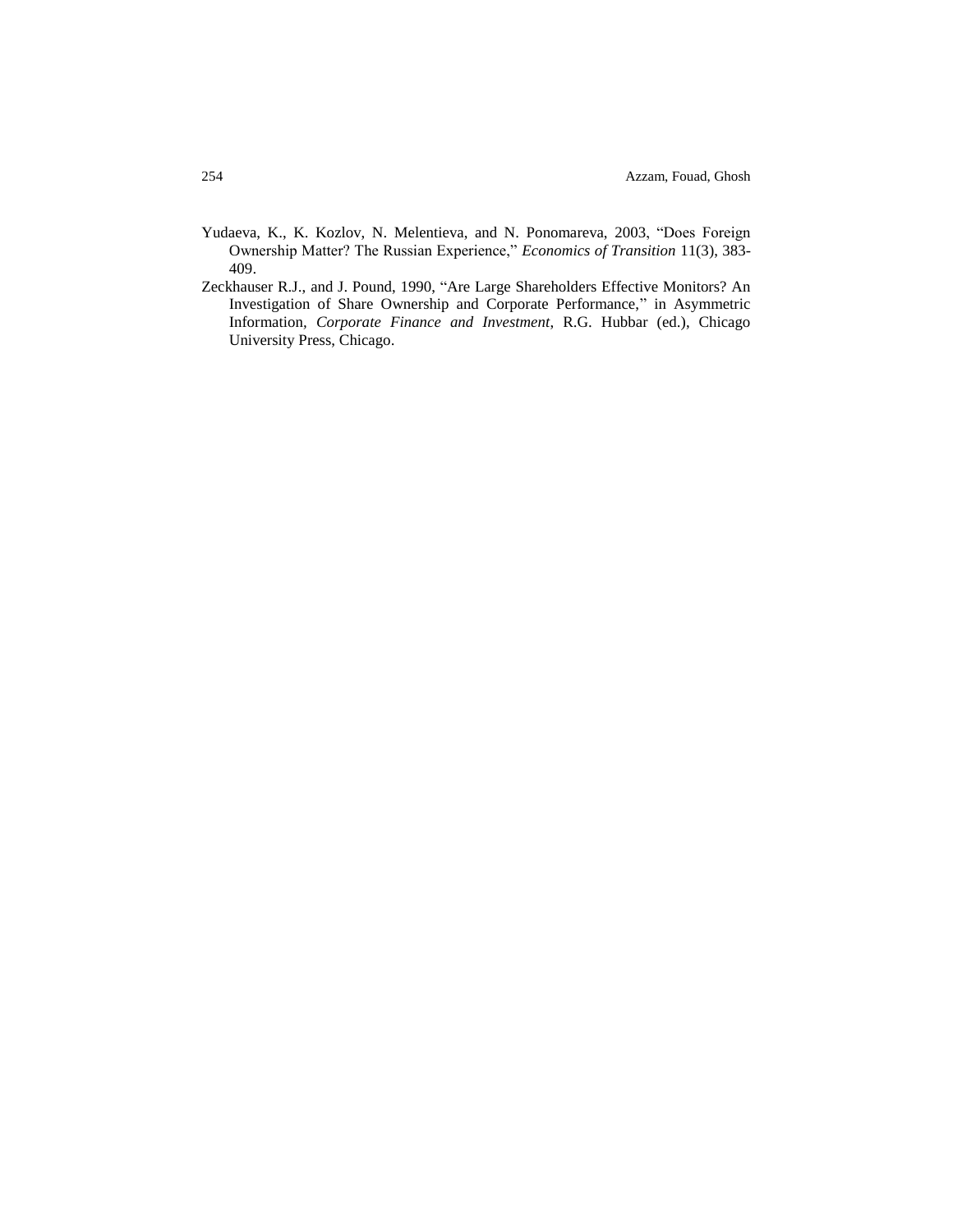Yudaeva, K., K. Kozlov, N. Melentieva, and N. Ponomareva, 2003, "Does Foreign Ownership Matter? The Russian Experience," *Economics of Transition* 11(3), 383-409.

Zeckhauser R.J., and J. Pound, 1990, "Are Large Shareholders Effective Monitors? An Investigation of Share Ownership and Corporate Performance," in Asymmetric Information, *Corporate Finance and Investment*, R.G. Hubbar (ed.), Chicago University Press, Chicago.